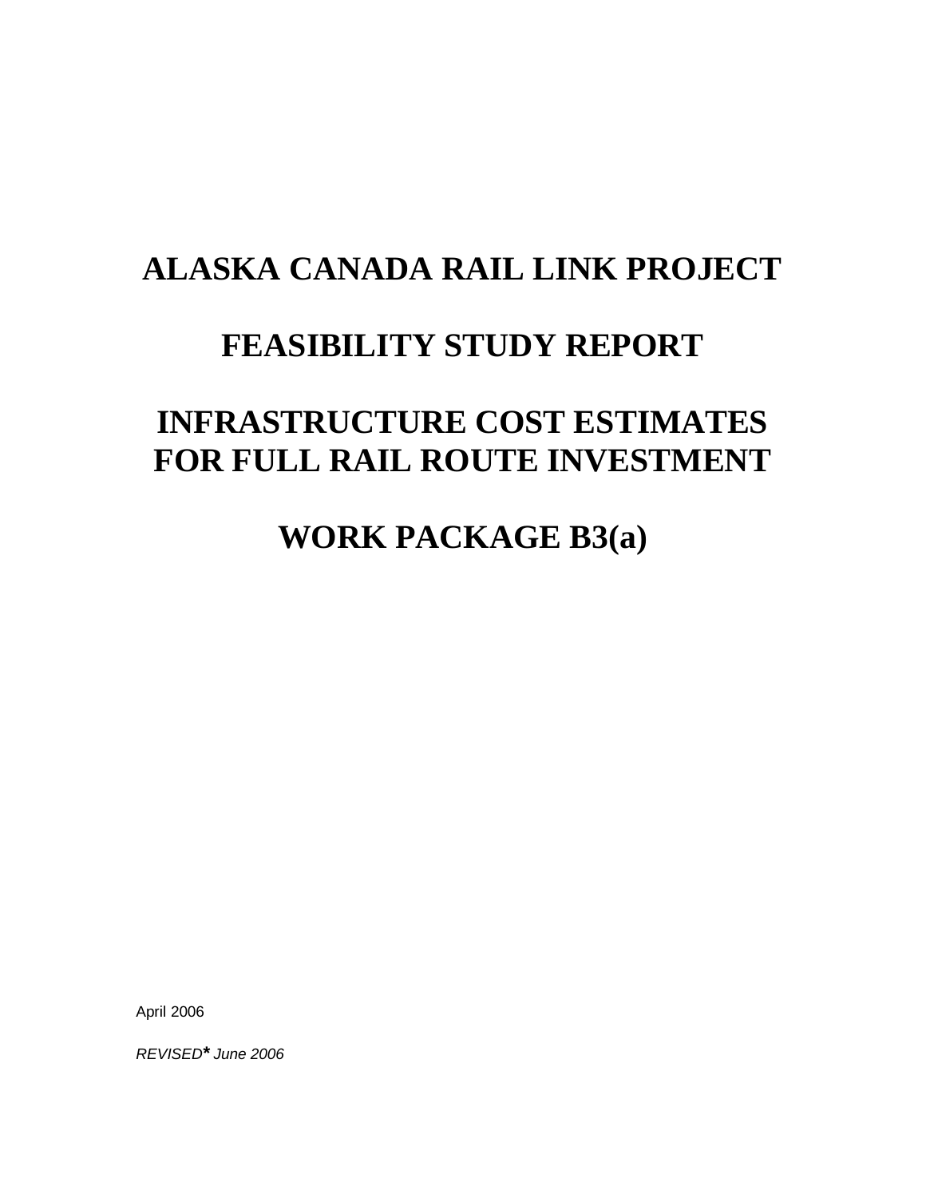# ALASKA CANADA RAIL LINK PROJECT

# FEASIBILITY STUDY REPORT

# INFRASTRUCTURE COST ESTIMATES FOR FULL RAIL ROUTE INVESTMENT

# WORK PACKAGE B3(a)

April 2006

*REVISED\* June 2006*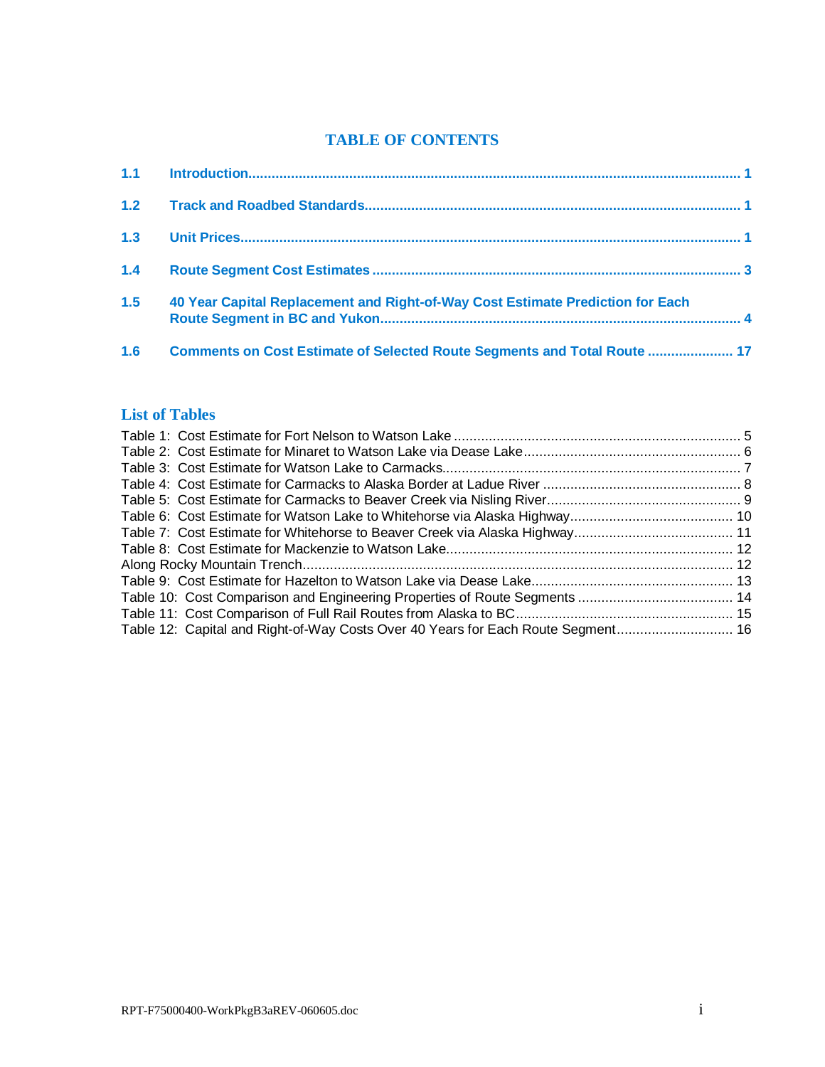# TABLE OF CONTENTS

| | | |
|---|---|---|
| **1.1** | **Introduction** | **1** |
| **1.2** | **Track and Roadbed Standards** | **1** |
| **1.3** | **Unit Prices** | **1** |
| **1.4** | **Route Segment Cost Estimates** | **3** |
| **1.5** | **40 Year Capital Replacement and Right-of-Way Cost Estimate Prediction for Each Route Segment in BC and Yukon** | **4** |
| **1.6** | **Comments on Cost Estimate of Selected Route Segments and Total Route** | **17** |

## List of Tables

Table 1: Cost Estimate for Fort Nelson to Watson Lake ........ 5
Table 2: Cost Estimate for Minaret to Watson Lake via Dease Lake ........ 6
Table 3: Cost Estimate for Watson Lake to Carmacks ........ 7
Table 4: Cost Estimate for Carmacks to Alaska Border at Ladue River ........ 8
Table 5: Cost Estimate for Carmacks to Beaver Creek via Nisling River ........ 9
Table 6: Cost Estimate for Watson Lake to Whitehorse via Alaska Highway ........ 10
Table 7: Cost Estimate for Whitehorse to Beaver Creek via Alaska Highway ........ 11
Table 8: Cost Estimate for Mackenzie to Watson Lake ........ 12
Along Rocky Mountain Trench ........ 12
Table 9: Cost Estimate for Hazelton to Watson Lake via Dease Lake ........ 13
Table 10: Cost Comparison and Engineering Properties of Route Segments ........ 14
Table 11: Cost Comparison of Full Rail Routes from Alaska to BC ........ 15
Table 12: Capital and Right-of-Way Costs Over 40 Years for Each Route Segment ........ 16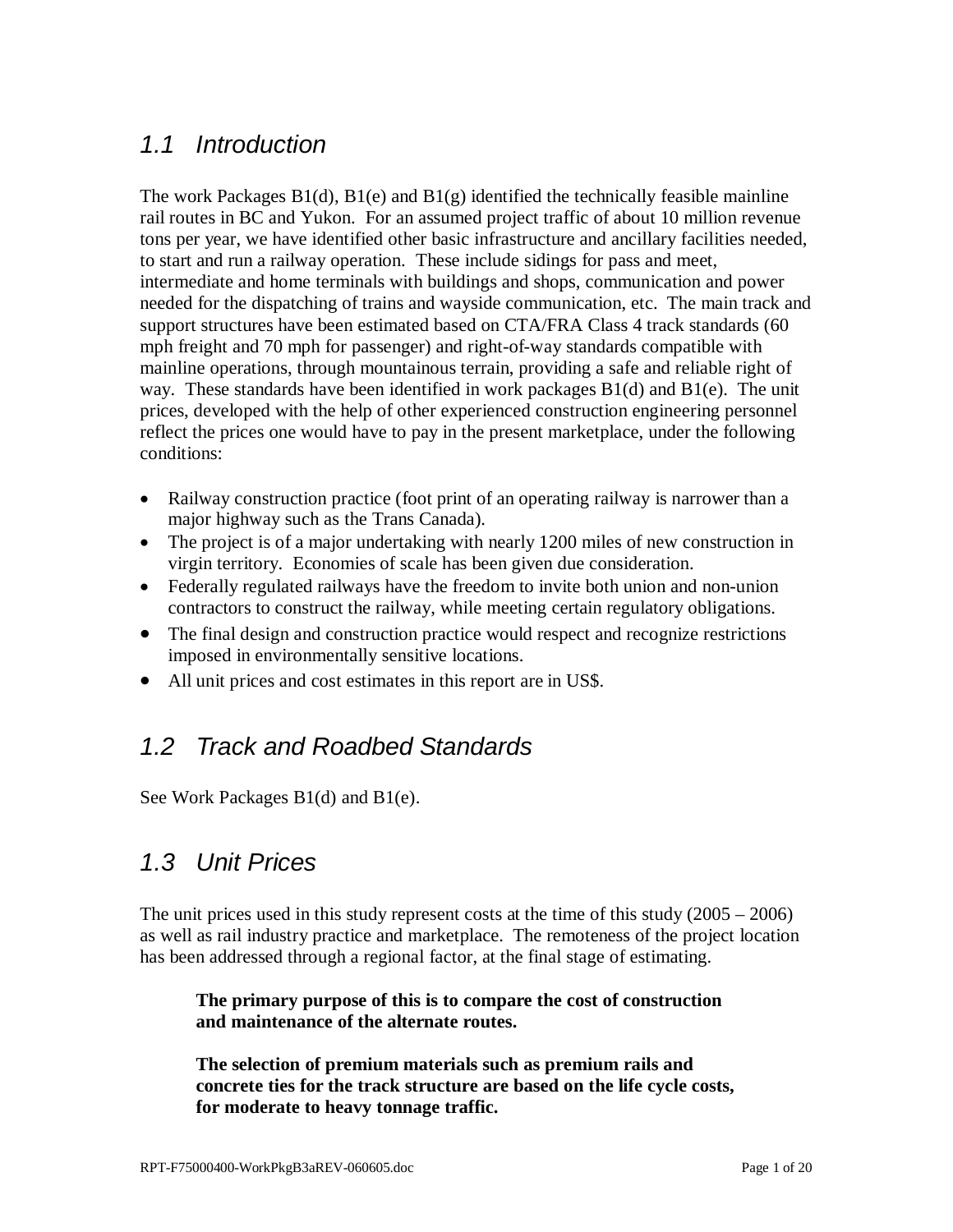## 1.1 Introduction

The work Packages B1(d), B1(e) and B1(g) identified the technically feasible mainline rail routes in BC and Yukon. For an assumed project traffic of about 10 million revenue tons per year, we have identified other basic infrastructure and ancillary facilities needed, to start and run a railway operation. These include sidings for pass and meet, intermediate and home terminals with buildings and shops, communication and power needed for the dispatching of trains and wayside communication, etc. The main track and support structures have been estimated based on CTA/FRA Class 4 track standards (60 mph freight and 70 mph for passenger) and right-of-way standards compatible with mainline operations, through mountainous terrain, providing a safe and reliable right of way. These standards have been identified in work packages B1(d) and B1(e). The unit prices, developed with the help of other experienced construction engineering personnel reflect the prices one would have to pay in the present marketplace, under the following conditions:

- Railway construction practice (foot print of an operating railway is narrower than a major highway such as the Trans Canada).
- The project is of a major undertaking with nearly 1200 miles of new construction in virgin territory. Economies of scale has been given due consideration.
- Federally regulated railways have the freedom to invite both union and non-union contractors to construct the railway, while meeting certain regulatory obligations.
- The final design and construction practice would respect and recognize restrictions imposed in environmentally sensitive locations.
- All unit prices and cost estimates in this report are in US$.

## 1.2 Track and Roadbed Standards

See Work Packages B1(d) and B1(e).

## 1.3 Unit Prices

The unit prices used in this study represent costs at the time of this study (2005 – 2006) as well as rail industry practice and marketplace. The remoteness of the project location has been addressed through a regional factor, at the final stage of estimating.

> **The primary purpose of this is to compare the cost of construction and maintenance of the alternate routes.**
>
> **The selection of premium materials such as premium rails and concrete ties for the track structure are based on the life cycle costs, for moderate to heavy tonnage traffic.**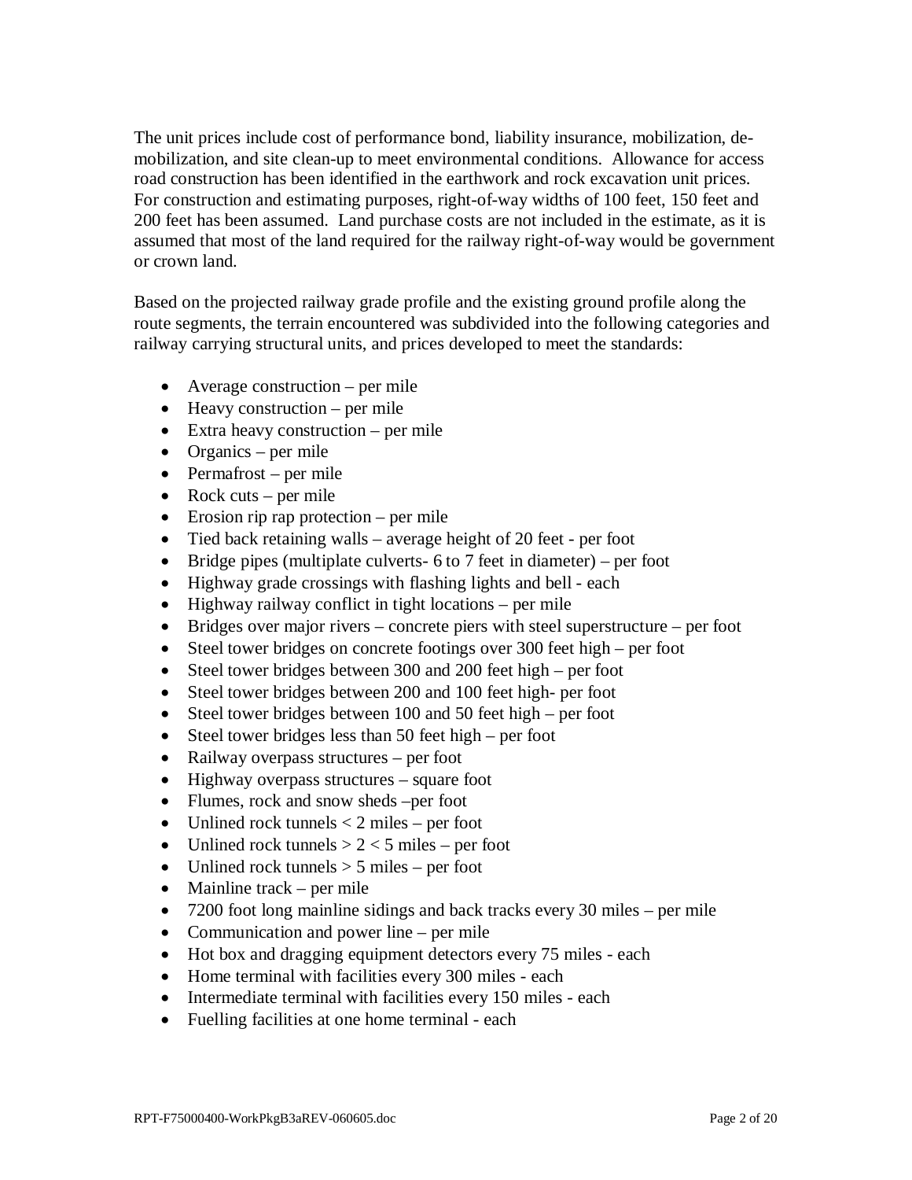The unit prices include cost of performance bond, liability insurance, mobilization, de-mobilization, and site clean-up to meet environmental conditions. Allowance for access road construction has been identified in the earthwork and rock excavation unit prices. For construction and estimating purposes, right-of-way widths of 100 feet, 150 feet and 200 feet has been assumed. Land purchase costs are not included in the estimate, as it is assumed that most of the land required for the railway right-of-way would be government or crown land.

Based on the projected railway grade profile and the existing ground profile along the route segments, the terrain encountered was subdivided into the following categories and railway carrying structural units, and prices developed to meet the standards:

- Average construction – per mile
- Heavy construction – per mile
- Extra heavy construction – per mile
- Organics – per mile
- Permafrost – per mile
- Rock cuts – per mile
- Erosion rip rap protection – per mile
- Tied back retaining walls – average height of 20 feet - per foot
- Bridge pipes (multiplate culverts- 6 to 7 feet in diameter) – per foot
- Highway grade crossings with flashing lights and bell - each
- Highway railway conflict in tight locations – per mile
- Bridges over major rivers – concrete piers with steel superstructure – per foot
- Steel tower bridges on concrete footings over 300 feet high – per foot
- Steel tower bridges between 300 and 200 feet high – per foot
- Steel tower bridges between 200 and 100 feet high- per foot
- Steel tower bridges between 100 and 50 feet high – per foot
- Steel tower bridges less than 50 feet high – per foot
- Railway overpass structures – per foot
- Highway overpass structures – square foot
- Flumes, rock and snow sheds –per foot
- Unlined rock tunnels < 2 miles – per foot
- Unlined rock tunnels > 2 < 5 miles – per foot
- Unlined rock tunnels > 5 miles – per foot
- Mainline track – per mile
- 7200 foot long mainline sidings and back tracks every 30 miles – per mile
- Communication and power line – per mile
- Hot box and dragging equipment detectors every 75 miles - each
- Home terminal with facilities every 300 miles - each
- Intermediate terminal with facilities every 150 miles - each
- Fuelling facilities at one home terminal - each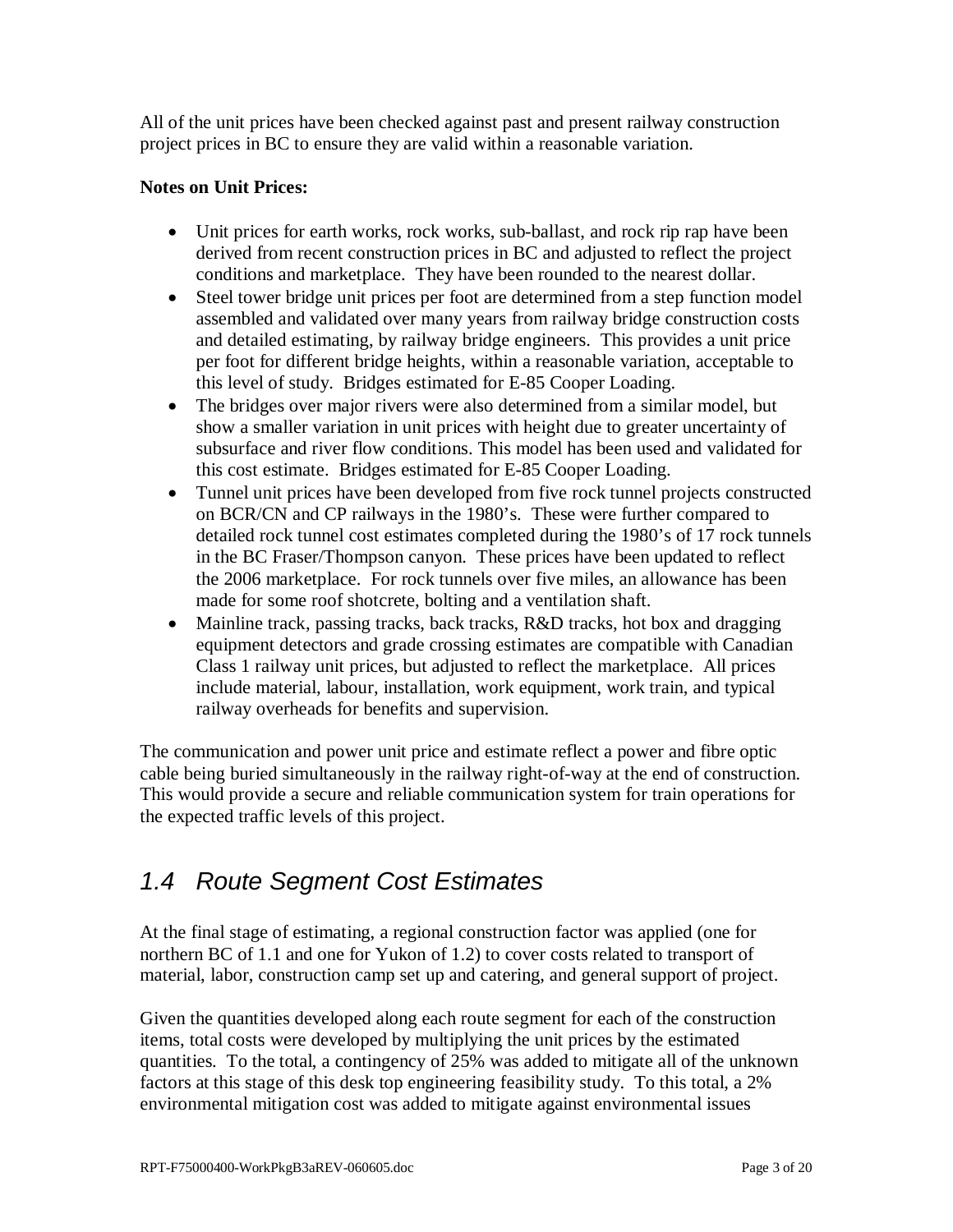All of the unit prices have been checked against past and present railway construction project prices in BC to ensure they are valid within a reasonable variation.

**Notes on Unit Prices:**

- Unit prices for earth works, rock works, sub-ballast, and rock rip rap have been derived from recent construction prices in BC and adjusted to reflect the project conditions and marketplace. They have been rounded to the nearest dollar.
- Steel tower bridge unit prices per foot are determined from a step function model assembled and validated over many years from railway bridge construction costs and detailed estimating, by railway bridge engineers. This provides a unit price per foot for different bridge heights, within a reasonable variation, acceptable to this level of study. Bridges estimated for E-85 Cooper Loading.
- The bridges over major rivers were also determined from a similar model, but show a smaller variation in unit prices with height due to greater uncertainty of subsurface and river flow conditions. This model has been used and validated for this cost estimate. Bridges estimated for E-85 Cooper Loading.
- Tunnel unit prices have been developed from five rock tunnel projects constructed on BCR/CN and CP railways in the 1980's. These were further compared to detailed rock tunnel cost estimates completed during the 1980's of 17 rock tunnels in the BC Fraser/Thompson canyon. These prices have been updated to reflect the 2006 marketplace. For rock tunnels over five miles, an allowance has been made for some roof shotcrete, bolting and a ventilation shaft.
- Mainline track, passing tracks, back tracks, R&D tracks, hot box and dragging equipment detectors and grade crossing estimates are compatible with Canadian Class 1 railway unit prices, but adjusted to reflect the marketplace. All prices include material, labour, installation, work equipment, work train, and typical railway overheads for benefits and supervision.

The communication and power unit price and estimate reflect a power and fibre optic cable being buried simultaneously in the railway right-of-way at the end of construction. This would provide a secure and reliable communication system for train operations for the expected traffic levels of this project.

## *1.4 Route Segment Cost Estimates*

At the final stage of estimating, a regional construction factor was applied (one for northern BC of 1.1 and one for Yukon of 1.2) to cover costs related to transport of material, labor, construction camp set up and catering, and general support of project.

Given the quantities developed along each route segment for each of the construction items, total costs were developed by multiplying the unit prices by the estimated quantities. To the total, a contingency of 25% was added to mitigate all of the unknown factors at this stage of this desk top engineering feasibility study. To this total, a 2% environmental mitigation cost was added to mitigate against environmental issues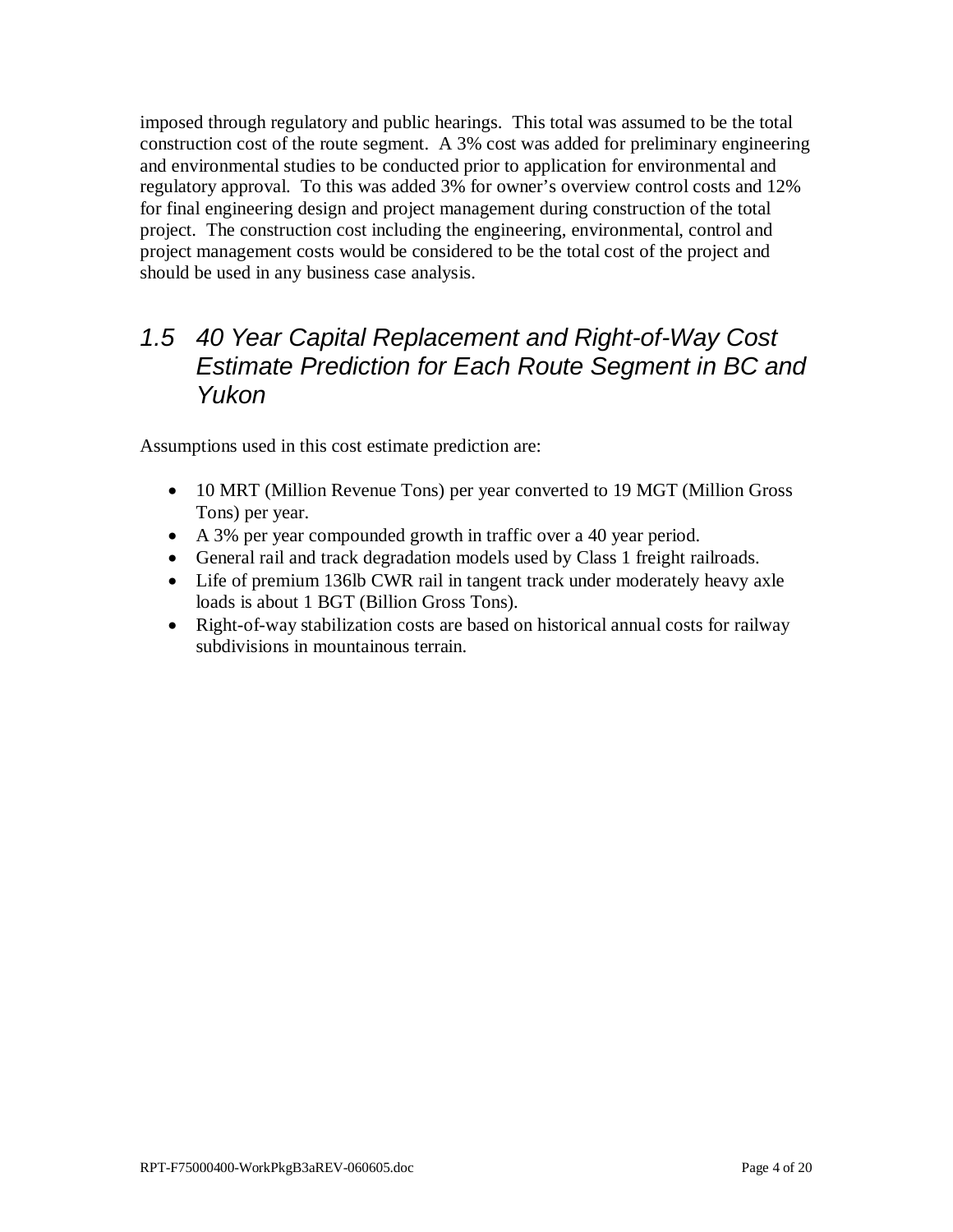imposed through regulatory and public hearings. This total was assumed to be the total construction cost of the route segment. A 3% cost was added for preliminary engineering and environmental studies to be conducted prior to application for environmental and regulatory approval. To this was added 3% for owner's overview control costs and 12% for final engineering design and project management during construction of the total project. The construction cost including the engineering, environmental, control and project management costs would be considered to be the total cost of the project and should be used in any business case analysis.

## *1.5 40 Year Capital Replacement and Right-of-Way Cost Estimate Prediction for Each Route Segment in BC and Yukon*

Assumptions used in this cost estimate prediction are:

- 10 MRT (Million Revenue Tons) per year converted to 19 MGT (Million Gross Tons) per year.
- A 3% per year compounded growth in traffic over a 40 year period.
- General rail and track degradation models used by Class 1 freight railroads.
- Life of premium 136lb CWR rail in tangent track under moderately heavy axle loads is about 1 BGT (Billion Gross Tons).
- Right-of-way stabilization costs are based on historical annual costs for railway subdivisions in mountainous terrain.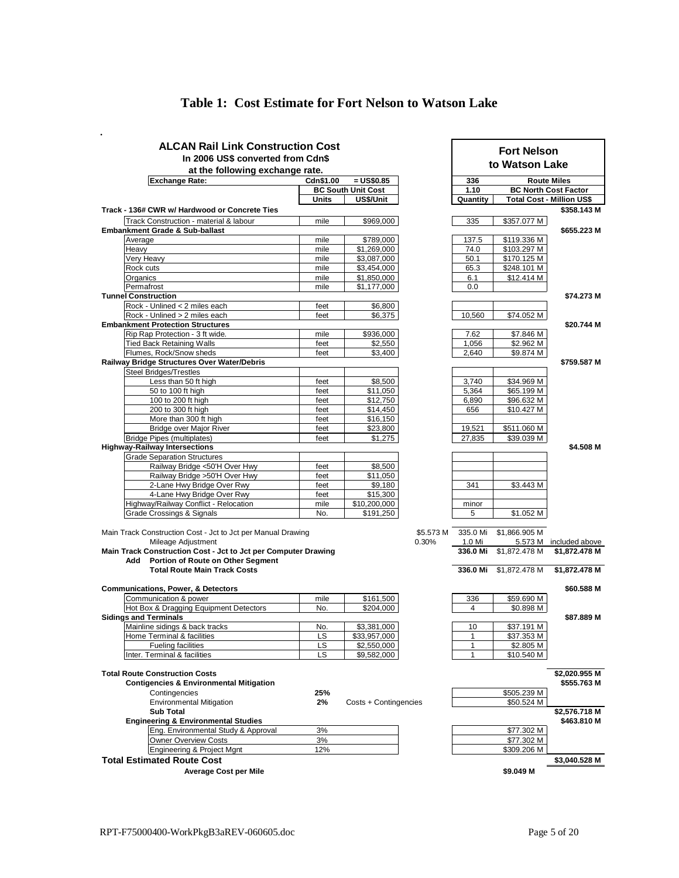# Table 1: Cost Estimate for Fort Nelson to Watson Lake

.

| ALCAN Rail Link Construction Cost<br>In 2006 US$ converted from Cdn$<br>at the following exchange rate. | | | | Fort Nelson<br>to Watson Lake | | |
|---|---|---|---|---|---|---|
| **Exchange Rate:** | **Cdn$1.00** | **= US$0.85** | | **336** | **Route Miles** | |
| | | **BC South Unit Cost** | | **1.10** | **BC North Cost Factor** | |
| | **Units** | **US$/Unit** | | **Quantity** | **Total Cost - Million US$** | |
| **Track - 136# CWR w/ Hardwood or Concrete Ties** | | | | | | **$358.143 M** |
| Track Construction - material & labour | mile | $969,000 | | 335 | $357.077 M | |
| **Embankment Grade & Sub-ballast** | | | | | | **$655.223 M** |
| Average | mile | $789,000 | | 137.5 | $119.336 M | |
| Heavy | mile | $1,269,000 | | 74.0 | $103.297 M | |
| Very Heavy | mile | $3,087,000 | | 50.1 | $170.125 M | |
| Rock cuts | mile | $3,454,000 | | 65.3 | $248.101 M | |
| Organics | mile | $1,850,000 | | 6.1 | $12.414 M | |
| Permafrost | mile | $1,177,000 | | 0.0 | | |
| **Tunnel Construction** | | | | | | **$74.273 M** |
| Rock - Unlined < 2 miles each | feet | $6,800 | | | | |
| Rock - Unlined > 2 miles each | feet | $6,375 | | 10,560 | $74.052 M | |
| **Embankment Protection Structures** | | | | | | **$20.744 M** |
| Rip Rap Protection - 3 ft wide. | mile | $936,000 | | 7.62 | $7.846 M | |
| Tied Back Retaining Walls | feet | $2,550 | | 1,056 | $2.962 M | |
| Flumes, Rock/Snow sheds | feet | $3,400 | | 2,640 | $9.874 M | |
| **Railway Bridge Structures Over Water/Debris** | | | | | | **$759.587 M** |
| Steel Bridges/Trestles | | | | | | |
| Less than 50 ft high | feet | $8,500 | | 3,740 | $34.969 M | |
| 50 to 100 ft high | feet | $11,050 | | 5,364 | $65.199 M | |
| 100 to 200 ft high | feet | $12,750 | | 6,890 | $96.632 M | |
| 200 to 300 ft high | feet | $14,450 | | 656 | $10.427 M | |
| More than 300 ft high | feet | $16,150 | | | | |
| Bridge over Major River | feet | $23,800 | | 19,521 | $511.060 M | |
| Bridge Pipes (multiplates) | feet | $1,275 | | 27,835 | $39.039 M | |
| **Highway-Railway Intersections** | | | | | | **$4.508 M** |
| Grade Separation Structures | | | | | | |
| Railway Bridge <50'H Over Hwy | feet | $8,500 | | | | |
| Railway Bridge >50'H Over Hwy | feet | $11,050 | | | | |
| 2-Lane Hwy Bridge Over Rwy | feet | $9,180 | | 341 | $3.443 M | |
| 4-Lane Hwy Bridge Over Rwy | feet | $15,300 | | | | |
| Highway/Railway Conflict - Relocation | mile | $10,200,000 | | minor | | |
| Grade Crossings & Signals | No. | $191,250 | | 5 | $1.052 M | |
| Main Track Construction Cost - Jct to Jct per Manual Drawing | | | $5.573 M | 335.0 Mi | $1,866.905 M | |
| Mileage Adjustment | | | 0.30% | 1.0 Mi | 5.573 M | included above |
| **Main Track Construction Cost - Jct to Jct per Computer Drawing** | | | | **336.0 Mi** | $1,872.478 M | **$1,872.478 M** |
| **Add Portion of Route on Other Segment** | | | | | | |
| **Total Route Main Track Costs** | | | | **336.0 Mi** | $1,872.478 M | **$1,872.478 M** |
| **Communications, Power, & Detectors** | | | | | | **$60.588 M** |
| Communication & power | mile | $161,500 | | 336 | $59.690 M | |
| Hot Box & Dragging Equipment Detectors | No. | $204,000 | | 4 | $0.898 M | |
| **Sidings and Terminals** | | | | | | **$87.889 M** |
| Mainline sidings & back tracks | No. | $3,381,000 | | 10 | $37.191 M | |
| Home Terminal & facilities | LS | $33,957,000 | | 1 | $37.353 M | |
| Fueling facilities | LS | $2,550,000 | | 1 | $2.805 M | |
| Inter. Terminal & facilities | LS | $9,582,000 | | 1 | $10.540 M | |
| **Total Route Construction Costs** | | | | | | **$2,020.955 M** |
| **Contigencies & Environmental Mitigation** | | | | | | **$555.763 M** |
| Contingencies | **25%** | | | | $505.239 M | |
| Environmental Mitigation | **2%** | Costs + Contingencies | | | $50.524 M | |
| **Sub Total** | | | | | | **$2,576.718 M** |
| **Engineering & Environmental Studies** | | | | | | **$463.810 M** |
| Eng. Environmental Study & Approval | 3% | | | | $77.302 M | |
| Owner Overview Costs | 3% | | | | $77.302 M | |
| Engineering & Project Mgnt | 12% | | | | $309.206 M | |
| **Total Estimated Route Cost** | | | | | | **$3,040.528 M** |
| **Average Cost per Mile** | | | | | **$9.049 M** | |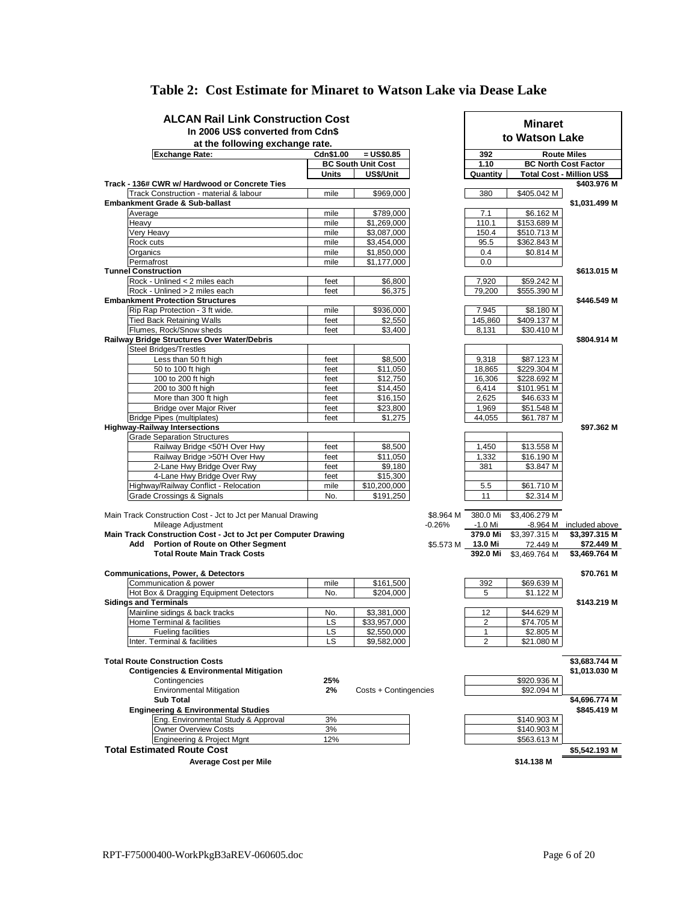# Table 2: Cost Estimate for Minaret to Watson Lake via Dease Lake

| ALCAN Rail Link Construction Cost In 2006 US$ converted from Cdn$ at the following exchange rate. | | | | Minaret to Watson Lake | | |
|---|---|---|---|---|---|---|
| **Exchange Rate:** | Cdn$1.00 | = US$0.85 | | 392 | Route Miles | |
| | | BC South Unit Cost | | 1.10 | BC North Cost Factor | |
| | Units | US$/Unit | | Quantity | Total Cost - Million US$ | |
| **Track - 136# CWR w/ Hardwood or Concrete Ties** | | | | | | **$403.976 M** |
| Track Construction - material & labour | mile | $969,000 | | 380 | $405.042 M | |
| **Embankment Grade & Sub-ballast** | | | | | | **$1,031.499 M** |
| Average | mile | $789,000 | | 7.1 | $6.162 M | |
| Heavy | mile | $1,269,000 | | 110.1 | $153.689 M | |
| Very Heavy | mile | $3,087,000 | | 150.4 | $510.713 M | |
| Rock cuts | mile | $3,454,000 | | 95.5 | $362.843 M | |
| Organics | mile | $1,850,000 | | 0.4 | $0.814 M | |
| Permafrost | mile | $1,177,000 | | 0.0 | | |
| **Tunnel Construction** | | | | | | **$613.015 M** |
| Rock - Unlined < 2 miles each | feet | $6,800 | | 7,920 | $59.242 M | |
| Rock - Unlined > 2 miles each | feet | $6,375 | | 79,200 | $555.390 M | |
| **Embankment Protection Structures** | | | | | | **$446.549 M** |
| Rip Rap Protection - 3 ft wide. | mile | $936,000 | | 7.945 | $8.180 M | |
| Tied Back Retaining Walls | feet | $2,550 | | 145,860 | $409.137 M | |
| Flumes, Rock/Snow sheds | feet | $3,400 | | 8,131 | $30.410 M | |
| **Railway Bridge Structures Over Water/Debris** | | | | | | **$804.914 M** |
| Steel Bridges/Trestles | | | | | | |
| Less than 50 ft high | feet | $8,500 | | 9,318 | $87.123 M | |
| 50 to 100 ft high | feet | $11,050 | | 18,865 | $229.304 M | |
| 100 to 200 ft high | feet | $12,750 | | 16,306 | $228.692 M | |
| 200 to 300 ft high | feet | $14,450 | | 6,414 | $101.951 M | |
| More than 300 ft high | feet | $16,150 | | 2,625 | $46.633 M | |
| Bridge over Major River | feet | $23,800 | | 1,969 | $51.548 M | |
| Bridge Pipes (multiplates) | feet | $1,275 | | 44,055 | $61.787 M | |
| **Highway-Railway Intersections** | | | | | | **$97.362 M** |
| Grade Separation Structures | | | | | | |
| Railway Bridge <50'H Over Hwy | feet | $8,500 | | 1,450 | $13.558 M | |
| Railway Bridge >50'H Over Hwy | feet | $11,050 | | 1,332 | $16.190 M | |
| 2-Lane Hwy Bridge Over Rwy | feet | $9,180 | | 381 | $3.847 M | |
| 4-Lane Hwy Bridge Over Rwy | feet | $15,300 | | | | |
| Highway/Railway Conflict - Relocation | mile | $10,200,000 | | 5.5 | $61.710 M | |
| Grade Crossings & Signals | No. | $191,250 | | 11 | $2.314 M | |
| Main Track Construction Cost - Jct to Jct per Manual Drawing | | | $8.964 M | 380.0 Mi | $3,406.279 M | |
| Mileage Adjustment | | | -0.26% | -1.0 Mi | -8.964 M | included above |
| **Main Track Construction Cost - Jct to Jct per Computer Drawing** | | | | **379.0 Mi** | $3,397.315 M | **$3,397.315 M** |
| **Add Portion of Route on Other Segment** | | | $5.573 M | **13.0 Mi** | 72.449 M | **$72.449 M** |
| **Total Route Main Track Costs** | | | | **392.0 Mi** | $3,469.764 M | **$3,469.764 M** |
| **Communications, Power, & Detectors** | | | | | | **$70.761 M** |
| Communication & power | mile | $161,500 | | 392 | $69.639 M | |
| Hot Box & Dragging Equipment Detectors | No. | $204,000 | | 5 | $1.122 M | |
| **Sidings and Terminals** | | | | | | **$143.219 M** |
| Mainline sidings & back tracks | No. | $3,381,000 | | 12 | $44.629 M | |
| Home Terminal & facilities | LS | $33,957,000 | | 2 | $74.705 M | |
| Fueling facilities | LS | $2,550,000 | | 1 | $2.805 M | |
| Inter. Terminal & facilities | LS | $9,582,000 | | 2 | $21.080 M | |
| **Total Route Construction Costs** | | | | | | **$3,683.744 M** |
| **Contigencies & Environmental Mitigation** | | | | | | **$1,013.030 M** |
| Contingencies | **25%** | | | | $920.936 M | |
| Environmental Mitigation | **2%** | Costs + Contingencies | | | $92.094 M | |
| **Sub Total** | | | | | | **$4,696.774 M** |
| **Engineering & Environmental Studies** | | | | | | **$845.419 M** |
| Eng. Environmental Study & Approval | 3% | | | | $140.903 M | |
| Owner Overview Costs | 3% | | | | $140.903 M | |
| Engineering & Project Mgnt | 12% | | | | $563.613 M | |
| **Total Estimated Route Cost** | | | | | | **$5,542.193 M** |
| **Average Cost per Mile** | | | | | **$14.138 M** | |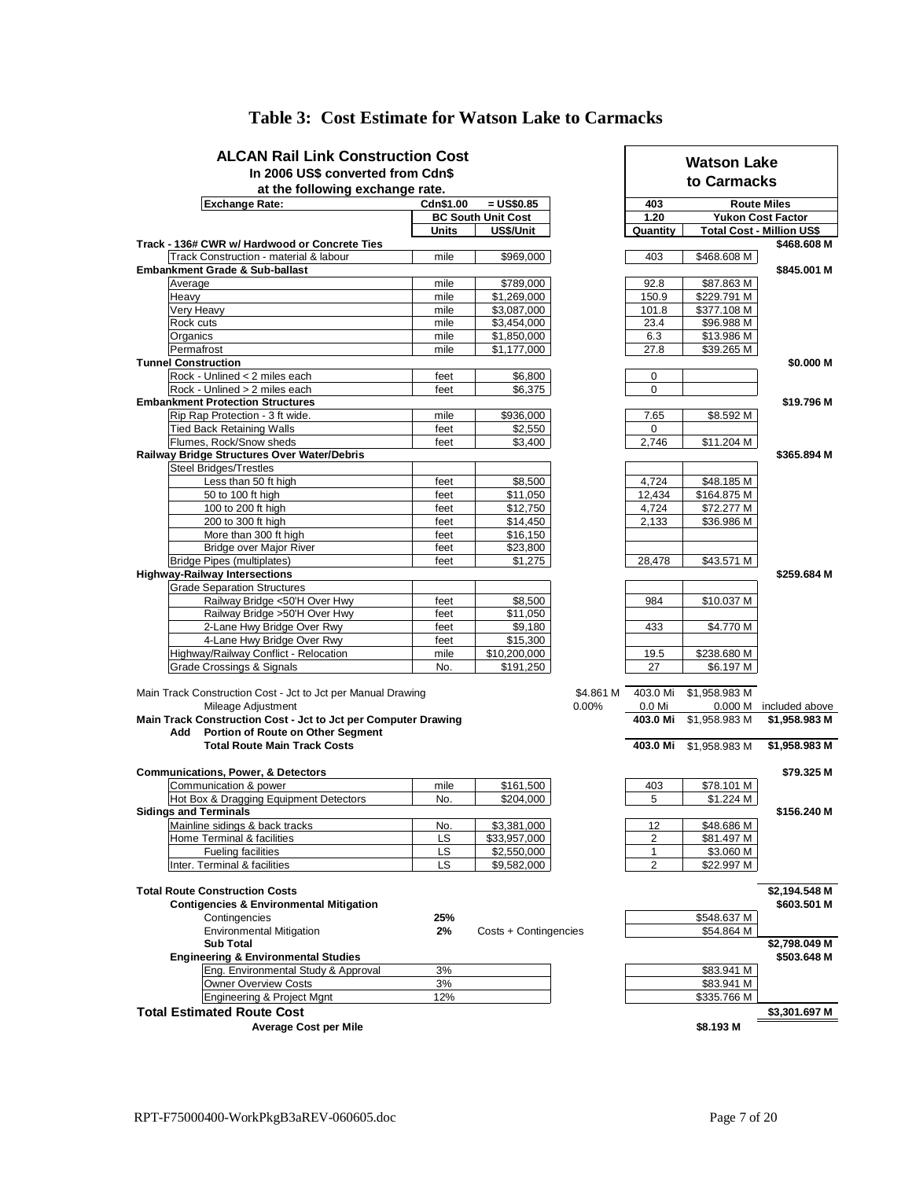# Table 3: Cost Estimate for Watson Lake to Carmacks

| ALCAN Rail Link Construction Cost<br>In 2006 US$ converted from Cdn$<br>at the following exchange rate. | | | | Watson Lake to Carmacks | | |
|---|---|---|---|---|---|---|
| Exchange Rate: | Cdn$1.00 | = US$0.85 | | 403 | Route Miles | |
| | BC South Unit Cost | | | 1.20 | Yukon Cost Factor | |
| | Units | US$/Unit | | Quantity | Total Cost - Million US$ | |
| **Track - 136# CWR w/ Hardwood or Concrete Ties** | | | | | | **$468.608 M** |
| Track Construction - material & labour | mile | $969,000 | | 403 | $468.608 M | |
| **Embankment Grade & Sub-ballast** | | | | | | **$845.001 M** |
| Average | mile | $789,000 | | 92.8 | $87.863 M | |
| Heavy | mile | $1,269,000 | | 150.9 | $229.791 M | |
| Very Heavy | mile | $3,087,000 | | 101.8 | $377.108 M | |
| Rock cuts | mile | $3,454,000 | | 23.4 | $96.988 M | |
| Organics | mile | $1,850,000 | | 6.3 | $13.986 M | |
| Permafrost | mile | $1,177,000 | | 27.8 | $39.265 M | |
| **Tunnel Construction** | | | | | | **$0.000 M** |
| Rock - Unlined < 2 miles each | feet | $6,800 | | 0 | | |
| Rock - Unlined > 2 miles each | feet | $6,375 | | 0 | | |
| **Embankment Protection Structures** | | | | | | **$19.796 M** |
| Rip Rap Protection - 3 ft wide. | mile | $936,000 | | 7.65 | $8.592 M | |
| Tied Back Retaining Walls | feet | $2,550 | | 0 | | |
| Flumes, Rock/Snow sheds | feet | $3,400 | | 2,746 | $11.204 M | |
| **Railway Bridge Structures Over Water/Debris** | | | | | | **$365.894 M** |
| Steel Bridges/Trestles | | | | | | |
| Less than 50 ft high | feet | $8,500 | | 4,724 | $48.185 M | |
| 50 to 100 ft high | feet | $11,050 | | 12,434 | $164.875 M | |
| 100 to 200 ft high | feet | $12,750 | | 4,724 | $72.277 M | |
| 200 to 300 ft high | feet | $14,450 | | 2,133 | $36.986 M | |
| More than 300 ft high | feet | $16,150 | | | | |
| Bridge over Major River | feet | $23,800 | | | | |
| Bridge Pipes (multiplates) | feet | $1,275 | | 28,478 | $43.571 M | |
| **Highway-Railway Intersections** | | | | | | **$259.684 M** |
| Grade Separation Structures | | | | | | |
| Railway Bridge <50'H Over Hwy | feet | $8,500 | | 984 | $10.037 M | |
| Railway Bridge >50'H Over Hwy | feet | $11,050 | | | | |
| 2-Lane Hwy Bridge Over Rwy | feet | $9,180 | | 433 | $4.770 M | |
| 4-Lane Hwy Bridge Over Rwy | feet | $15,300 | | | | |
| Highway/Railway Conflict - Relocation | mile | $10,200,000 | | 19.5 | $238.680 M | |
| Grade Crossings & Signals | No. | $191,250 | | 27 | $6.197 M | |
| Main Track Construction Cost - Jct to Jct per Manual Drawing | | | $4.861 M | 403.0 Mi | $1,958.983 M | |
| Mileage Adjustment | | | 0.00% | 0.0 Mi | 0.000 M | included above |
| **Main Track Construction Cost - Jct to Jct per Computer Drawing** | | | | **403.0 Mi** | $1,958.983 M | **$1,958.983 M** |
| **Add Portion of Route on Other Segment** | | | | | | |
| **Total Route Main Track Costs** | | | | **403.0 Mi** | $1,958.983 M | **$1,958.983 M** |
| **Communications, Power, & Detectors** | | | | | | **$79.325 M** |
| Communication & power | mile | $161,500 | | 403 | $78.101 M | |
| Hot Box & Dragging Equipment Detectors | No. | $204,000 | | 5 | $1.224 M | |
| **Sidings and Terminals** | | | | | | **$156.240 M** |
| Mainline sidings & back tracks | No. | $3,381,000 | | 12 | $48.686 M | |
| Home Terminal & facilities | LS | $33,957,000 | | 2 | $81.497 M | |
| Fueling facilities | LS | $2,550,000 | | 1 | $3.060 M | |
| Inter. Terminal & facilities | LS | $9,582,000 | | 2 | $22.997 M | |
| **Total Route Construction Costs** | | | | | | **$2,194.548 M** |
| **Contigencies & Environmental Mitigation** | | | | | | **$603.501 M** |
| Contingencies | **25%** | | | | $548.637 M | |
| Environmental Mitigation | **2%** | Costs + Contingencies | | | $54.864 M | |
| **Sub Total** | | | | | | **$2,798.049 M** |
| **Engineering & Environmental Studies** | | | | | | **$503.648 M** |
| Eng. Environmental Study & Approval | 3% | | | | $83.941 M | |
| Owner Overview Costs | 3% | | | | $83.941 M | |
| Engineering & Project Mgnt | 12% | | | | $335.766 M | |
| **Total Estimated Route Cost** | | | | | | **$3,301.697 M** |
| **Average Cost per Mile** | | | | | **$8.193 M** | |

RPT-F75000400-WorkPkgB3aREV-060605.doc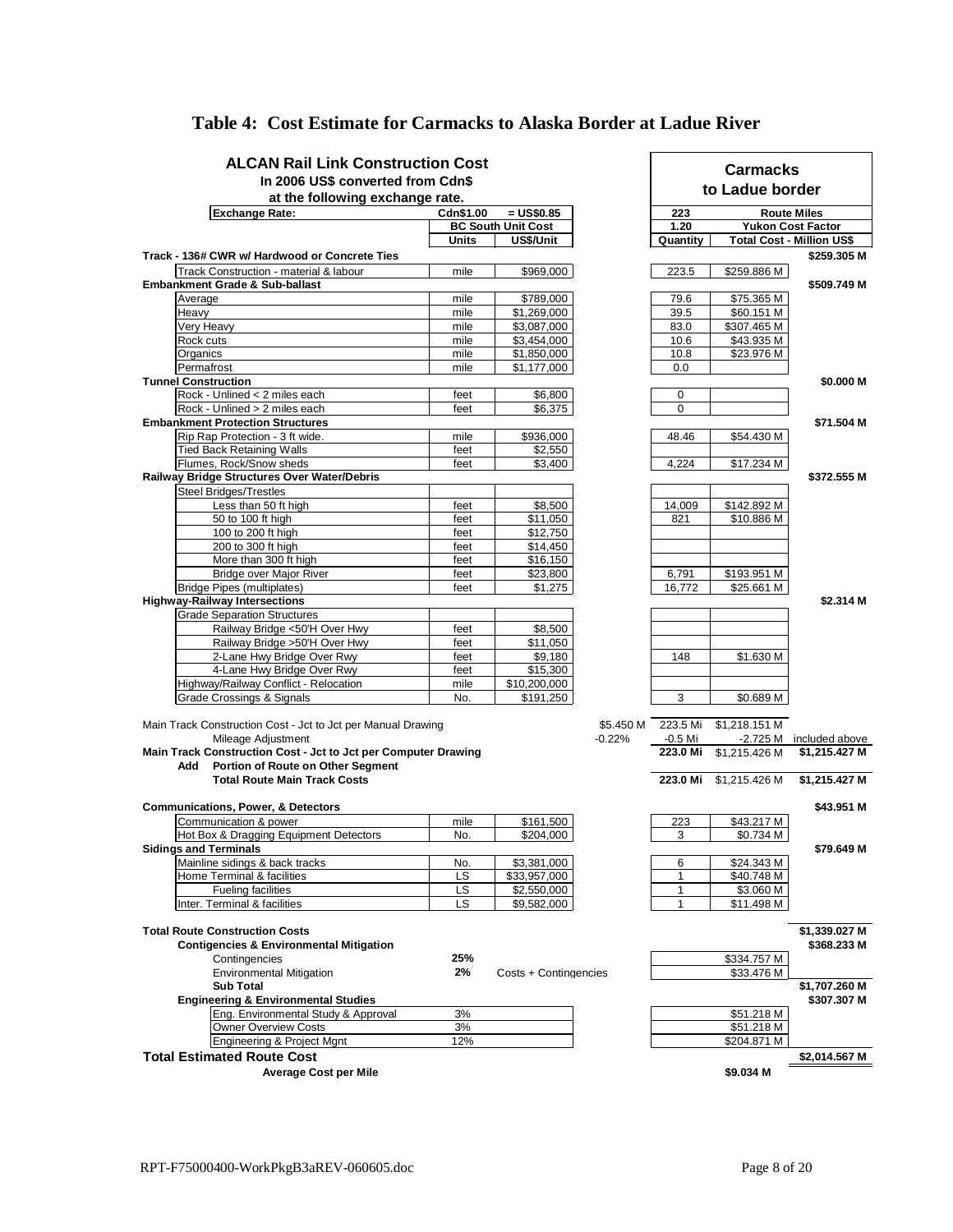# Table 4: Cost Estimate for Carmacks to Alaska Border at Ladue River

| ALCAN Rail Link Construction Cost In 2006 US$ converted from Cdn$ at the following exchange rate. | | | | Carmacks to Ladue border | | |
|---|---|---|---|---|---|---|
| Exchange Rate: | Cdn$1.00 | = US$0.85 | | 223 | Route Miles | |
| | | BC South Unit Cost | | 1.20 | Yukon Cost Factor | |
| | Units | US$/Unit | | Quantity | Total Cost - Million US$ | |
| **Track - 136# CWR w/ Hardwood or Concrete Ties** | | | | | | **$259.305 M** |
| Track Construction - material & labour | mile | $969,000 | | 223.5 | $259.886 M | |
| **Embankment Grade & Sub-ballast** | | | | | | **$509.749 M** |
| Average | mile | $789,000 | | 79.6 | $75.365 M | |
| Heavy | mile | $1,269,000 | | 39.5 | $60.151 M | |
| Very Heavy | mile | $3,087,000 | | 83.0 | $307.465 M | |
| Rock cuts | mile | $3,454,000 | | 10.6 | $43.935 M | |
| Organics | mile | $1,850,000 | | 10.8 | $23.976 M | |
| Permafrost | mile | $1,177,000 | | 0.0 | | |
| **Tunnel Construction** | | | | | | **$0.000 M** |
| Rock - Unlined < 2 miles each | feet | $6,800 | | 0 | | |
| Rock - Unlined > 2 miles each | feet | $6,375 | | 0 | | |
| **Embankment Protection Structures** | | | | | | **$71.504 M** |
| Rip Rap Protection - 3 ft wide. | mile | $936,000 | | 48.46 | $54.430 M | |
| Tied Back Retaining Walls | feet | $2,550 | | | | |
| Flumes, Rock/Snow sheds | feet | $3,400 | | 4,224 | $17.234 M | |
| **Railway Bridge Structures Over Water/Debris** | | | | | | **$372.555 M** |
| Steel Bridges/Trestles | | | | | | |
| Less than 50 ft high | feet | $8,500 | | 14,009 | $142.892 M | |
| 50 to 100 ft high | feet | $11,050 | | 821 | $10.886 M | |
| 100 to 200 ft high | feet | $12,750 | | | | |
| 200 to 300 ft high | feet | $14,450 | | | | |
| More than 300 ft high | feet | $16,150 | | | | |
| Bridge over Major River | feet | $23,800 | | 6,791 | $193.951 M | |
| Bridge Pipes (multiplates) | feet | $1,275 | | 16,772 | $25.661 M | |
| **Highway-Railway Intersections** | | | | | | **$2.314 M** |
| Grade Separation Structures | | | | | | |
| Railway Bridge <50'H Over Hwy | feet | $8,500 | | | | |
| Railway Bridge >50'H Over Hwy | feet | $11,050 | | | | |
| 2-Lane Hwy Bridge Over Rwy | feet | $9,180 | | 148 | $1.630 M | |
| 4-Lane Hwy Bridge Over Rwy | feet | $15,300 | | | | |
| Highway/Railway Conflict - Relocation | mile | $10,200,000 | | | | |
| Grade Crossings & Signals | No. | $191,250 | | 3 | $0.689 M | |
| Main Track Construction Cost - Jct to Jct per Manual Drawing | | | $5.450 M | 223.5 Mi | $1,218.151 M | |
| Mileage Adjustment | | | -0.22% | -0.5 Mi | -2.725 M | included above |
| **Main Track Construction Cost - Jct to Jct per Computer Drawing** | | | | **223.0 Mi** | $1,215.426 M | **$1,215.427 M** |
| **Add Portion of Route on Other Segment** | | | | | | |
| **Total Route Main Track Costs** | | | | **223.0 Mi** | $1,215.426 M | **$1,215.427 M** |
| **Communications, Power, & Detectors** | | | | | | **$43.951 M** |
| Communication & power | mile | $161,500 | | 223 | $43.217 M | |
| Hot Box & Dragging Equipment Detectors | No. | $204,000 | | 3 | $0.734 M | |
| **Sidings and Terminals** | | | | | | **$79.649 M** |
| Mainline sidings & back tracks | No. | $3,381,000 | | 6 | $24.343 M | |
| Home Terminal & facilities | LS | $33,957,000 | | 1 | $40.748 M | |
| Fueling facilities | LS | $2,550,000 | | 1 | $3.060 M | |
| Inter. Terminal & facilities | LS | $9,582,000 | | 1 | $11.498 M | |
| **Total Route Construction Costs** | | | | | | **$1,339.027 M** |
| **Contigencies & Environmental Mitigation** | | | | | | **$368.233 M** |
| Contingencies | **25%** | | | | $334.757 M | |
| Environmental Mitigation | **2%** | Costs + Contingencies | | | $33.476 M | |
| **Sub Total** | | | | | | **$1,707.260 M** |
| **Engineering & Environmental Studies** | | | | | | **$307.307 M** |
| Eng. Environmental Study & Approval | 3% | | | | $51.218 M | |
| Owner Overview Costs | 3% | | | | $51.218 M | |
| Engineering & Project Mgnt | 12% | | | | $204.871 M | |
| **Total Estimated Route Cost** | | | | | | **$2,014.567 M** |
| **Average Cost per Mile** | | | | | **$9.034 M** | |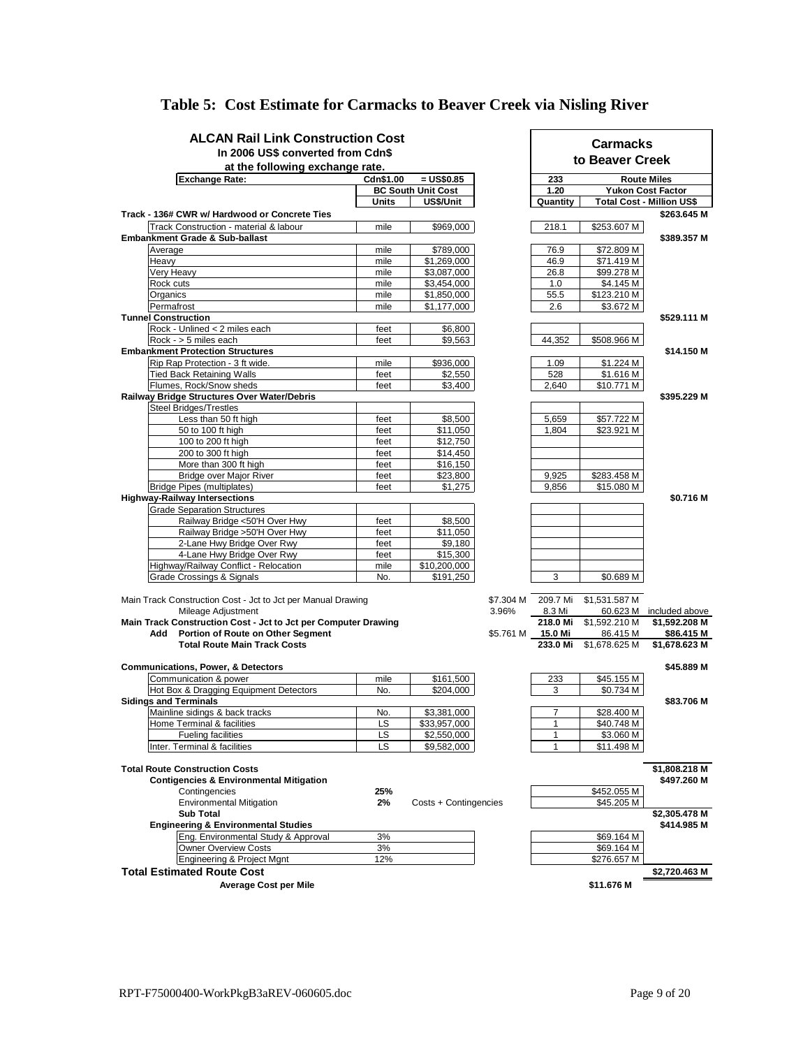# Table 5: Cost Estimate for Carmacks to Beaver Creek via Nisling River

| ALCAN Rail Link Construction Cost In 2006 US$ converted from Cdn$ at the following exchange rate. | | | | Carmacks to Beaver Creek | | |
|---|---|---|---|---|---|---|
| Exchange Rate: | Cdn$1.00 | = US$0.85 | | 233 | Route Miles | |
| | BC South Unit Cost | | | 1.20 | Yukon Cost Factor | |
| | Units | US$/Unit | | Quantity | Total Cost - Million US$ | |
| **Track - 136# CWR w/ Hardwood or Concrete Ties** | | | | | | **$263.645 M** |
| Track Construction - material & labour | mile | $969,000 | | 218.1 | $253.607 M | |
| **Embankment Grade & Sub-ballast** | | | | | | **$389.357 M** |
| Average | mile | $789,000 | | 76.9 | $72.809 M | |
| Heavy | mile | $1,269,000 | | 46.9 | $71.419 M | |
| Very Heavy | mile | $3,087,000 | | 26.8 | $99.278 M | |
| Rock cuts | mile | $3,454,000 | | 1.0 | $4.145 M | |
| Organics | mile | $1,850,000 | | 55.5 | $123.210 M | |
| Permafrost | mile | $1,177,000 | | 2.6 | $3.672 M | |
| **Tunnel Construction** | | | | | | **$529.111 M** |
| Rock - Unlined < 2 miles each | feet | $6,800 | | | | |
| Rock - > 5 miles each | feet | $9,563 | | 44,352 | $508.966 M | |
| **Embankment Protection Structures** | | | | | | **$14.150 M** |
| Rip Rap Protection - 3 ft wide. | mile | $936,000 | | 1.09 | $1.224 M | |
| Tied Back Retaining Walls | feet | $2,550 | | 528 | $1.616 M | |
| Flumes, Rock/Snow sheds | feet | $3,400 | | 2,640 | $10.771 M | |
| **Railway Bridge Structures Over Water/Debris** | | | | | | **$395.229 M** |
| Steel Bridges/Trestles | | | | | | |
| Less than 50 ft high | feet | $8,500 | | 5,659 | $57.722 M | |
| 50 to 100 ft high | feet | $11,050 | | 1,804 | $23.921 M | |
| 100 to 200 ft high | feet | $12,750 | | | | |
| 200 to 300 ft high | feet | $14,450 | | | | |
| More than 300 ft high | feet | $16,150 | | | | |
| Bridge over Major River | feet | $23,800 | | 9,925 | $283.458 M | |
| Bridge Pipes (multiplates) | feet | $1,275 | | 9,856 | $15.080 M | |
| **Highway-Railway Intersections** | | | | | | **$0.716 M** |
| Grade Separation Structures | | | | | | |
| Railway Bridge <50'H Over Hwy | feet | $8,500 | | | | |
| Railway Bridge >50'H Over Hwy | feet | $11,050 | | | | |
| 2-Lane Hwy Bridge Over Rwy | feet | $9,180 | | | | |
| 4-Lane Hwy Bridge Over Rwy | feet | $15,300 | | | | |
| Highway/Railway Conflict - Relocation | mile | $10,200,000 | | | | |
| Grade Crossings & Signals | No. | $191,250 | | 3 | $0.689 M | |
| Main Track Construction Cost - Jct to Jct per Manual Drawing | | | $7.304 M | 209.7 Mi | $1,531.587 M | |
| Mileage Adjustment | | | 3.96% | 8.3 Mi | 60.623 M | included above |
| **Main Track Construction Cost - Jct to Jct per Computer Drawing** | | | | **218.0 Mi** | $1,592.210 M | **$1,592.208 M** |
| **Add Portion of Route on Other Segment** | | | $5.761 M | **15.0 Mi** | 86.415 M | **$86.415 M** |
| **Total Route Main Track Costs** | | | | **233.0 Mi** | $1,678.625 M | **$1,678.623 M** |
| **Communications, Power, & Detectors** | | | | | | **$45.889 M** |
| Communication & power | mile | $161,500 | | 233 | $45.155 M | |
| Hot Box & Dragging Equipment Detectors | No. | $204,000 | | 3 | $0.734 M | |
| **Sidings and Terminals** | | | | | | **$83.706 M** |
| Mainline sidings & back tracks | No. | $3,381,000 | | 7 | $28.400 M | |
| Home Terminal & facilities | LS | $33,957,000 | | 1 | $40.748 M | |
| Fueling facilities | LS | $2,550,000 | | 1 | $3.060 M | |
| Inter. Terminal & facilities | LS | $9,582,000 | | 1 | $11.498 M | |
| **Total Route Construction Costs** | | | | | | **$1,808.218 M** |
| **Contigencies & Environmental Mitigation** | | | | | | **$497.260 M** |
| Contingencies | **25%** | | | | $452.055 M | |
| Environmental Mitigation | **2%** | Costs + Contingencies | | | $45.205 M | |
| **Sub Total** | | | | | | **$2,305.478 M** |
| **Engineering & Environmental Studies** | | | | | | **$414.985 M** |
| Eng. Environmental Study & Approval | 3% | | | | $69.164 M | |
| Owner Overview Costs | 3% | | | | $69.164 M | |
| Engineering & Project Mgnt | 12% | | | | $276.657 M | |
| **Total Estimated Route Cost** | | | | | | **$2,720.463 M** |
| **Average Cost per Mile** | | | | | **$11.676 M** | |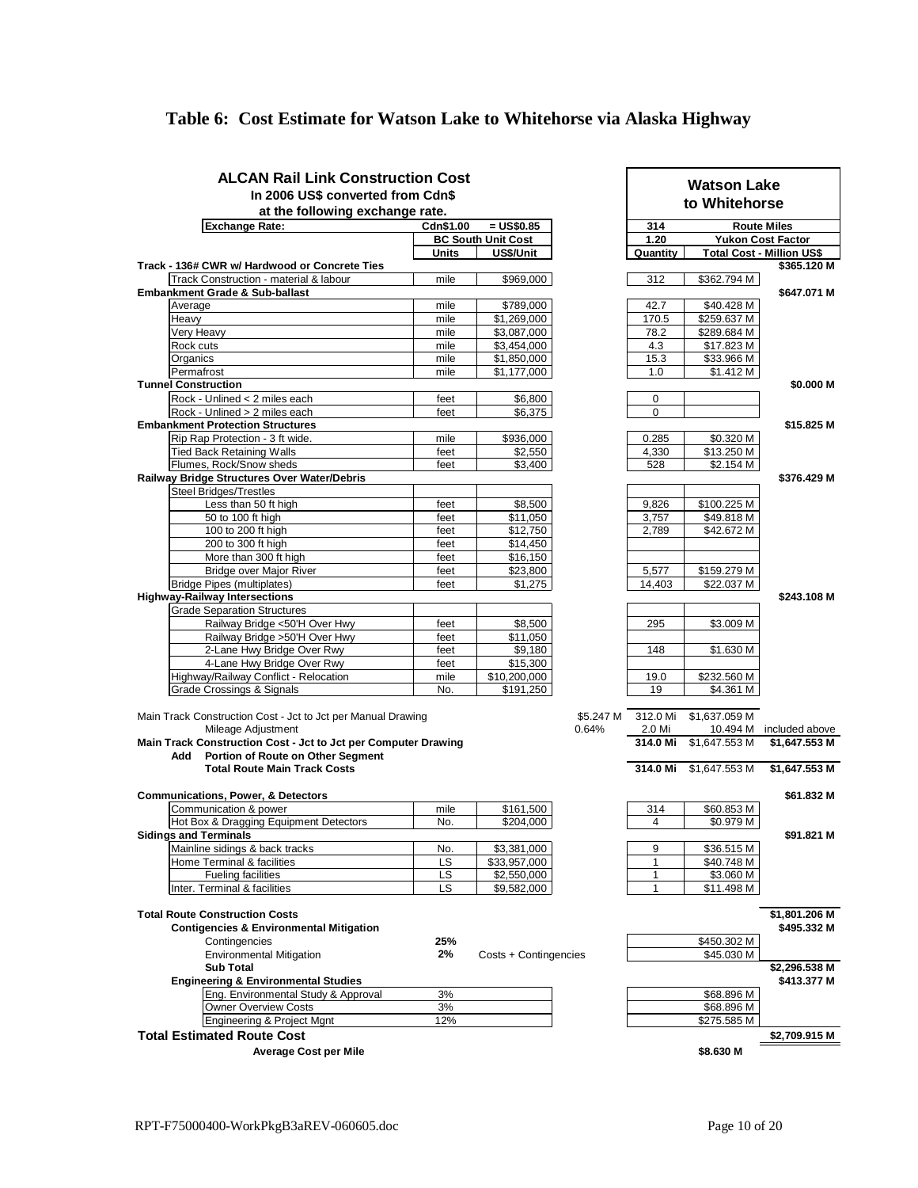# Table 6: Cost Estimate for Watson Lake to Whitehorse via Alaska Highway

| ALCAN Rail Link Construction Cost<br>In 2006 US$ converted from Cdn$<br>at the following exchange rate. | | | | Watson Lake to Whitehorse | | |
|---|---|---|---|---|---|---|
| Exchange Rate: | Cdn$1.00 | = US$0.85 | | 314 | Route Miles | |
| | BC South Unit Cost | | | 1.20 | Yukon Cost Factor | |
| | Units | US$/Unit | | Quantity | Total Cost - Million US$ | |
| **Track - 136# CWR w/ Hardwood or Concrete Ties** | | | | | | **$365.120 M** |
| Track Construction - material & labour | mile | $969,000 | | 312 | $362.794 M | |
| **Embankment Grade & Sub-ballast** | | | | | | **$647.071 M** |
| Average | mile | $789,000 | | 42.7 | $40.428 M | |
| Heavy | mile | $1,269,000 | | 170.5 | $259.637 M | |
| Very Heavy | mile | $3,087,000 | | 78.2 | $289.684 M | |
| Rock cuts | mile | $3,454,000 | | 4.3 | $17.823 M | |
| Organics | mile | $1,850,000 | | 15.3 | $33.966 M | |
| Permafrost | mile | $1,177,000 | | 1.0 | $1.412 M | |
| **Tunnel Construction** | | | | | | **$0.000 M** |
| Rock - Unlined < 2 miles each | feet | $6,800 | | 0 | | |
| Rock - Unlined > 2 miles each | feet | $6,375 | | 0 | | |
| **Embankment Protection Structures** | | | | | | **$15.825 M** |
| Rip Rap Protection - 3 ft wide. | mile | $936,000 | | 0.285 | $0.320 M | |
| Tied Back Retaining Walls | feet | $2,550 | | 4,330 | $13.250 M | |
| Flumes, Rock/Snow sheds | feet | $3,400 | | 528 | $2.154 M | |
| **Railway Bridge Structures Over Water/Debris** | | | | | | **$376.429 M** |
| Steel Bridges/Trestles | | | | | | |
| Less than 50 ft high | feet | $8,500 | | 9,826 | $100.225 M | |
| 50 to 100 ft high | feet | $11,050 | | 3,757 | $49.818 M | |
| 100 to 200 ft high | feet | $12,750 | | 2,789 | $42.672 M | |
| 200 to 300 ft high | feet | $14,450 | | | | |
| More than 300 ft high | feet | $16,150 | | | | |
| Bridge over Major River | feet | $23,800 | | 5,577 | $159.279 M | |
| Bridge Pipes (multiplates) | feet | $1,275 | | 14,403 | $22.037 M | |
| **Highway-Railway Intersections** | | | | | | **$243.108 M** |
| Grade Separation Structures | | | | | | |
| Railway Bridge <50'H Over Hwy | feet | $8,500 | | 295 | $3.009 M | |
| Railway Bridge >50'H Over Hwy | feet | $11,050 | | | | |
| 2-Lane Hwy Bridge Over Rwy | feet | $9,180 | | 148 | $1.630 M | |
| 4-Lane Hwy Bridge Over Rwy | feet | $15,300 | | | | |
| Highway/Railway Conflict - Relocation | mile | $10,200,000 | | 19.0 | $232.560 M | |
| Grade Crossings & Signals | No. | $191,250 | | 19 | $4.361 M | |
| Main Track Construction Cost - Jct to Jct per Manual Drawing | | | $5.247 M | 312.0 Mi | $1,637.059 M | |
| Mileage Adjustment | | | 0.64% | 2.0 Mi | 10.494 M | included above |
| **Main Track Construction Cost - Jct to Jct per Computer Drawing** | | | | **314.0 Mi** | $1,647.553 M | **$1,647.553 M** |
| **Add Portion of Route on Other Segment** | | | | | | |
| **Total Route Main Track Costs** | | | | **314.0 Mi** | $1,647.553 M | **$1,647.553 M** |
| **Communications, Power, & Detectors** | | | | | | **$61.832 M** |
| Communication & power | mile | $161,500 | | 314 | $60.853 M | |
| Hot Box & Dragging Equipment Detectors | No. | $204,000 | | 4 | $0.979 M | |
| **Sidings and Terminals** | | | | | | **$91.821 M** |
| Mainline sidings & back tracks | No. | $3,381,000 | | 9 | $36.515 M | |
| Home Terminal & facilities | LS | $33,957,000 | | 1 | $40.748 M | |
| Fueling facilities | LS | $2,550,000 | | 1 | $3.060 M | |
| Inter. Terminal & facilities | LS | $9,582,000 | | 1 | $11.498 M | |
| **Total Route Construction Costs** | | | | | | **$1,801.206 M** |
| **Contigencies & Environmental Mitigation** | | | | | | **$495.332 M** |
| Contingencies | **25%** | | | | $450.302 M | |
| Environmental Mitigation | **2%** | Costs + Contingencies | | | $45.030 M | |
| **Sub Total** | | | | | | **$2,296.538 M** |
| **Engineering & Environmental Studies** | | | | | | **$413.377 M** |
| Eng. Environmental Study & Approval | 3% | | | | $68.896 M | |
| Owner Overview Costs | 3% | | | | $68.896 M | |
| Engineering & Project Mgnt | 12% | | | | $275.585 M | |
| **Total Estimated Route Cost** | | | | | | **$2,709.915 M** |
| **Average Cost per Mile** | | | | | **$8.630 M** | |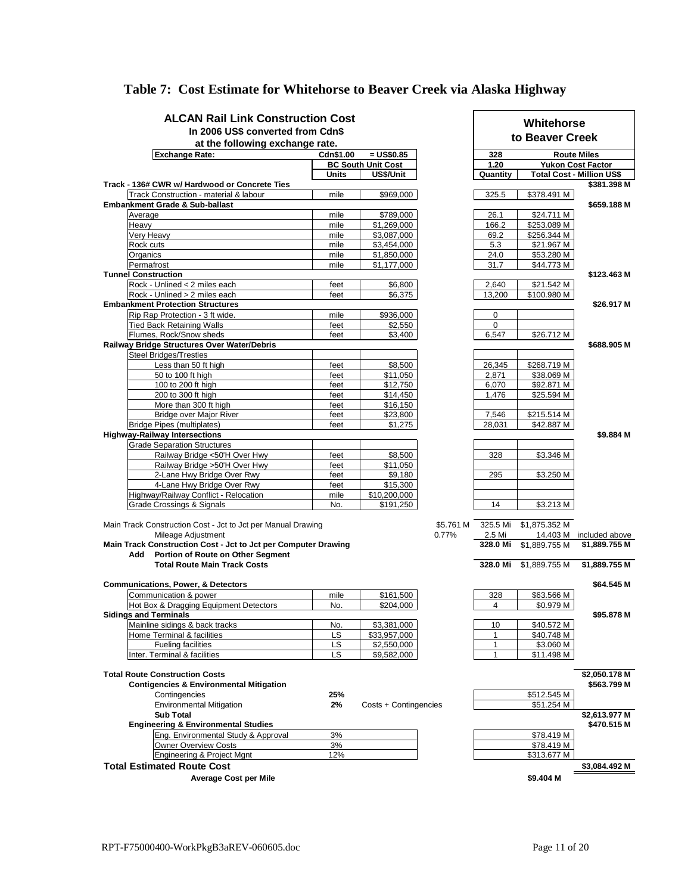## Table 7: Cost Estimate for Whitehorse to Beaver Creek via Alaska Highway

**ALCAN Rail Link Construction Cost**
**In 2006 US$ converted from Cdn$ at the following exchange rate.**

| | Units | US$/Unit | | Quantity | Total Cost - Million US$ | |
|---|---|---|---|---|---|---|
| **Exchange Rate:** | Cdn$1.00 | = US$0.85 | | | **Whitehorse to Beaver Creek** | |
| | | BC South Unit Cost | | 328 | Route Miles | |
| | | | | 1.20 | Yukon Cost Factor | |
| **Track - 136# CWR w/ Hardwood or Concrete Ties** | | | | | | **$381.398 M** |
| Track Construction - material & labour | mile | $969,000 | | 325.5 | $378.491 M | |
| **Embankment Grade & Sub-ballast** | | | | | | **$659.188 M** |
| Average | mile | $789,000 | | 26.1 | $24.711 M | |
| Heavy | mile | $1,269,000 | | 166.2 | $253.089 M | |
| Very Heavy | mile | $3,087,000 | | 69.2 | $256.344 M | |
| Rock cuts | mile | $3,454,000 | | 5.3 | $21.967 M | |
| Organics | mile | $1,850,000 | | 24.0 | $53.280 M | |
| Permafrost | mile | $1,177,000 | | 31.7 | $44.773 M | |
| **Tunnel Construction** | | | | | | **$123.463 M** |
| Rock - Unlined < 2 miles each | feet | $6,800 | | 2,640 | $21.542 M | |
| Rock - Unlined > 2 miles each | feet | $6,375 | | 13,200 | $100.980 M | |
| **Embankment Protection Structures** | | | | | | **$26.917 M** |
| Rip Rap Protection - 3 ft wide. | mile | $936,000 | | 0 | | |
| Tied Back Retaining Walls | feet | $2,550 | | 0 | | |
| Flumes, Rock/Snow sheds | feet | $3,400 | | 6,547 | $26.712 M | |
| **Railway Bridge Structures Over Water/Debris** | | | | | | **$688.905 M** |
| Steel Bridges/Trestles | | | | | | |
| Less than 50 ft high | feet | $8,500 | | 26,345 | $268.719 M | |
| 50 to 100 ft high | feet | $11,050 | | 2,871 | $38.069 M | |
| 100 to 200 ft high | feet | $12,750 | | 6,070 | $92.871 M | |
| 200 to 300 ft high | feet | $14,450 | | 1,476 | $25.594 M | |
| More than 300 ft high | feet | $16,150 | | | | |
| Bridge over Major River | feet | $23,800 | | 7,546 | $215.514 M | |
| Bridge Pipes (multiplates) | feet | $1,275 | | 28,031 | $42.887 M | |
| **Highway-Railway Intersections** | | | | | | **$9.884 M** |
| Grade Separation Structures | | | | | | |
| Railway Bridge <50'H Over Hwy | feet | $8,500 | | 328 | $3.346 M | |
| Railway Bridge >50'H Over Hwy | feet | $11,050 | | | | |
| 2-Lane Hwy Bridge Over Rwy | feet | $9,180 | | 295 | $3.250 M | |
| 4-Lane Hwy Bridge Over Rwy | feet | $15,300 | | | | |
| Highway/Railway Conflict - Relocation | mile | $10,200,000 | | | | |
| Grade Crossings & Signals | No. | $191,250 | | 14 | $3.213 M | |
| Main Track Construction Cost - Jct to Jct per Manual Drawing | | | $5.761 M | 325.5 Mi | $1,875.352 M | |
| Mileage Adjustment | | | 0.77% | 2.5 Mi | 14.403 M | included above |
| **Main Track Construction Cost - Jct to Jct per Computer Drawing** | | | | **328.0 Mi** | $1,889.755 M | **$1,889.755 M** |
| **Add Portion of Route on Other Segment** | | | | | | |
| **Total Route Main Track Costs** | | | | **328.0 Mi** | $1,889.755 M | **$1,889.755 M** |
| **Communications, Power, & Detectors** | | | | | | **$64.545 M** |
| Communication & power | mile | $161,500 | | 328 | $63.566 M | |
| Hot Box & Dragging Equipment Detectors | No. | $204,000 | | 4 | $0.979 M | |
| **Sidings and Terminals** | | | | | | **$95.878 M** |
| Mainline sidings & back tracks | No. | $3,381,000 | | 10 | $40.572 M | |
| Home Terminal & facilities | LS | $33,957,000 | | 1 | $40.748 M | |
| Fueling facilities | LS | $2,550,000 | | 1 | $3.060 M | |
| Inter. Terminal & facilities | LS | $9,582,000 | | 1 | $11.498 M | |
| **Total Route Construction Costs** | | | | | | **$2,050.178 M** |
| **Contigencies & Environmental Mitigation** | | | | | | **$563.799 M** |
| Contingencies | **25%** | | | | $512.545 M | |
| Environmental Mitigation | **2%** | Costs + Contingencies | | | $51.254 M | |
| **Sub Total** | | | | | | **$2,613.977 M** |
| **Engineering & Environmental Studies** | | | | | | **$470.515 M** |
| Eng. Environmental Study & Approval | 3% | | | | $78.419 M | |
| Owner Overview Costs | 3% | | | | $78.419 M | |
| Engineering & Project Mgnt | 12% | | | | $313.677 M | |
| **Total Estimated Route Cost** | | | | | | **$3,084.492 M** |
| **Average Cost per Mile** | | | | | **$9.404 M** | |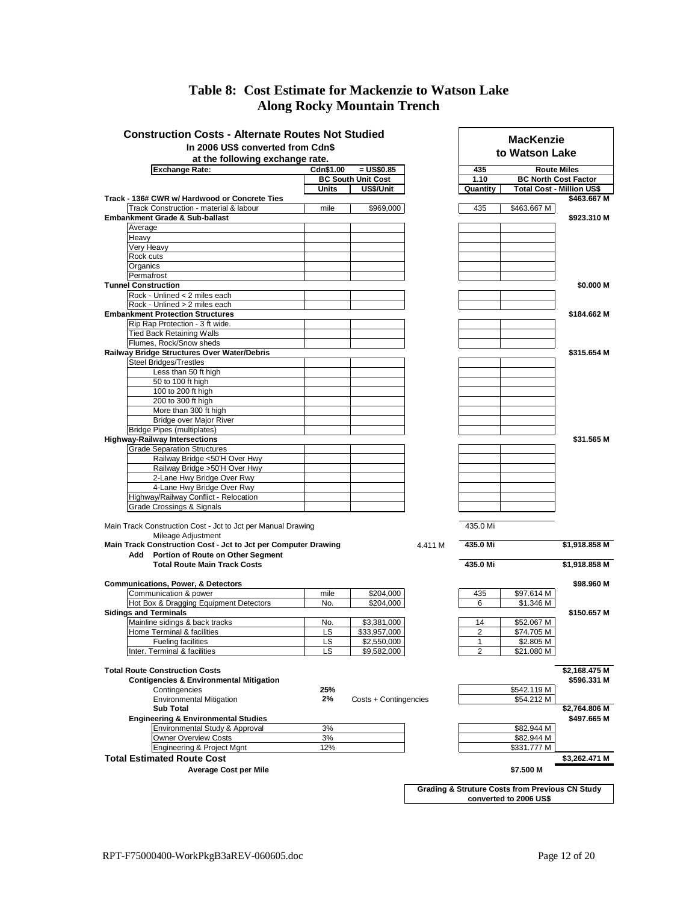# Table 8: Cost Estimate for Mackenzie to Watson Lake Along Rocky Mountain Trench

| Construction Costs - Alternate Routes Not Studied In 2006 US$ converted from Cdn$ at the following exchange rate. | | | | MacKenzie to Watson Lake | | |
|---|---|---|---|---|---|---|
| **Exchange Rate:** | **Cdn$1.00** | **= US$0.85** | | **435** | **Route Miles** | |
| | **BC South Unit Cost** | | | **1.10** | **BC North Cost Factor** | |
| | **Units** | **US$/Unit** | | **Quantity** | **Total Cost - Million US$** | |
| **Track - 136# CWR w/ Hardwood or Concrete Ties** | | | | | | **$463.667 M** |
| Track Construction - material & labour | mile | $969,000 | | 435 | $463.667 M | |
| **Embankment Grade & Sub-ballast** | | | | | | **$923.310 M** |
| Average | | | | | | |
| Heavy | | | | | | |
| Very Heavy | | | | | | |
| Rock cuts | | | | | | |
| Organics | | | | | | |
| Permafrost | | | | | | |
| **Tunnel Construction** | | | | | | **$0.000 M** |
| Rock - Unlined < 2 miles each | | | | | | |
| Rock - Unlined > 2 miles each | | | | | | |
| **Embankment Protection Structures** | | | | | | **$184.662 M** |
| Rip Rap Protection - 3 ft wide. | | | | | | |
| Tied Back Retaining Walls | | | | | | |
| Flumes, Rock/Snow sheds | | | | | | |
| **Railway Bridge Structures Over Water/Debris** | | | | | | **$315.654 M** |
| Steel Bridges/Trestles | | | | | | |
| Less than 50 ft high | | | | | | |
| 50 to 100 ft high | | | | | | |
| 100 to 200 ft high | | | | | | |
| 200 to 300 ft high | | | | | | |
| More than 300 ft high | | | | | | |
| Bridge over Major River | | | | | | |
| Bridge Pipes (multiplates) | | | | | | |
| **Highway-Railway Intersections** | | | | | | **$31.565 M** |
| Grade Separation Structures | | | | | | |
| Railway Bridge <50'H Over Hwy | | | | | | |
| Railway Bridge >50'H Over Hwy | | | | | | |
| 2-Lane Hwy Bridge Over Rwy | | | | | | |
| 4-Lane Hwy Bridge Over Rwy | | | | | | |
| Highway/Railway Conflict - Relocation | | | | | | |
| Grade Crossings & Signals | | | | | | |
| Main Track Construction Cost - Jct to Jct per Manual Drawing | | | | 435.0 Mi | | |
| Mileage Adjustment | | | | | | |
| **Main Track Construction Cost - Jct to Jct per Computer Drawing** | | | 4.411 M | **435.0 Mi** | | **$1,918.858 M** |
| **Add Portion of Route on Other Segment** | | | | | | |
| **Total Route Main Track Costs** | | | | **435.0 Mi** | | **$1,918.858 M** |
| **Communications, Power, & Detectors** | | | | | | **$98.960 M** |
| Communication & power | mile | $204,000 | | 435 | $97.614 M | |
| Hot Box & Dragging Equipment Detectors | No. | $204,000 | | 6 | $1.346 M | |
| **Sidings and Terminals** | | | | | | **$150.657 M** |
| Mainline sidings & back tracks | No. | $3,381,000 | | 14 | $52.067 M | |
| Home Terminal & facilities | LS | $33,957,000 | | 2 | $74.705 M | |
| Fueling facilities | LS | $2,550,000 | | 1 | $2.805 M | |
| Inter. Terminal & facilities | LS | $9,582,000 | | 2 | $21.080 M | |
| **Total Route Construction Costs** | | | | | | **$2,168.475 M** |
| **Contigencies & Environmental Mitigation** | | | | | | **$596.331 M** |
| Contingencies | **25%** | | | | $542.119 M | |
| Environmental Mitigation | **2%** | Costs + Contingencies | | | $54.212 M | |
| **Sub Total** | | | | | | **$2,764.806 M** |
| **Engineering & Environmental Studies** | | | | | | **$497.665 M** |
| Environmental Study & Approval | 3% | | | | $82.944 M | |
| Owner Overview Costs | 3% | | | | $82.944 M | |
| Engineering & Project Mgnt | 12% | | | | $331.777 M | |
| **Total Estimated Route Cost** | | | | | | **$3,262.471 M** |
| **Average Cost per Mile** | | | | | **$7.500 M** | |

**Grading & Struture Costs from Previous CN Study converted to 2006 US$**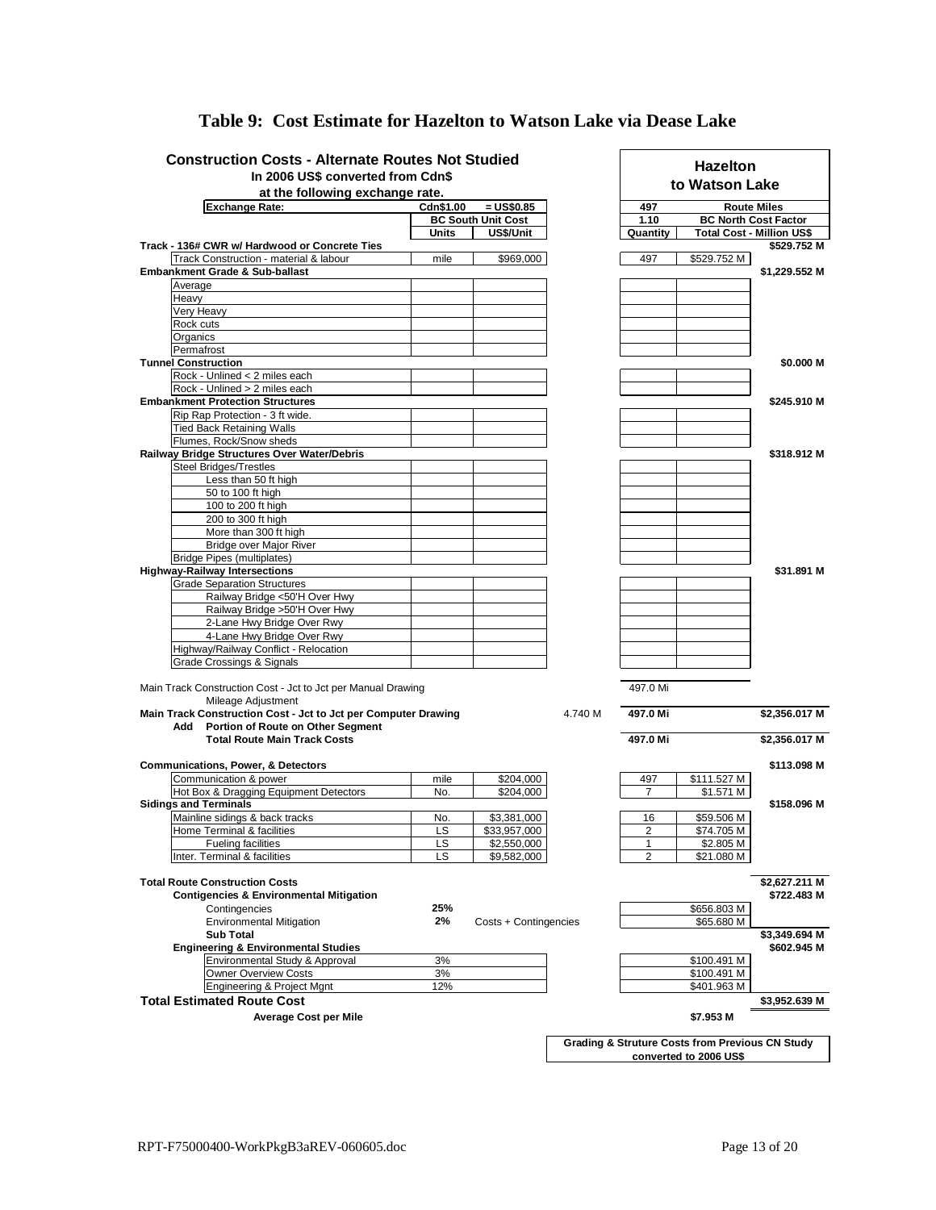# Table 9: Cost Estimate for Hazelton to Watson Lake via Dease Lake

| Construction Costs - Alternate Routes Not Studied<br>In 2006 US$ converted from Cdn$<br>at the following exchange rate. | | | | Hazelton to Watson Lake | | |
|---|---|---|---|---|---|---|
| **Exchange Rate:** | **Cdn$1.00** | **= US$0.85** | | **497** | **Route Miles** | |
| | **BC South Unit Cost** | | | **1.10** | **BC North Cost Factor** | |
| | **Units** | **US$/Unit** | | **Quantity** | **Total Cost - Million US$** | |
| **Track - 136# CWR w/ Hardwood or Concrete Ties** | | | | | | **$529.752 M** |
| Track Construction - material & labour | mile | $969,000 | | 497 | $529.752 M | |
| **Embankment Grade & Sub-ballast** | | | | | | **$1,229.552 M** |
| Average | | | | | | |
| Heavy | | | | | | |
| Very Heavy | | | | | | |
| Rock cuts | | | | | | |
| Organics | | | | | | |
| Permafrost | | | | | | |
| **Tunnel Construction** | | | | | | **$0.000 M** |
| Rock - Unlined < 2 miles each | | | | | | |
| Rock - Unlined > 2 miles each | | | | | | |
| **Embankment Protection Structures** | | | | | | **$245.910 M** |
| Rip Rap Protection - 3 ft wide. | | | | | | |
| Tied Back Retaining Walls | | | | | | |
| Flumes, Rock/Snow sheds | | | | | | |
| **Railway Bridge Structures Over Water/Debris** | | | | | | **$318.912 M** |
| Steel Bridges/Trestles | | | | | | |
| Less than 50 ft high | | | | | | |
| 50 to 100 ft high | | | | | | |
| 100 to 200 ft high | | | | | | |
| 200 to 300 ft high | | | | | | |
| More than 300 ft high | | | | | | |
| Bridge over Major River | | | | | | |
| Bridge Pipes (multiplates) | | | | | | |
| **Highway-Railway Intersections** | | | | | | **$31.891 M** |
| Grade Separation Structures | | | | | | |
| Railway Bridge <50'H Over Hwy | | | | | | |
| Railway Bridge >50'H Over Hwy | | | | | | |
| 2-Lane Hwy Bridge Over Rwy | | | | | | |
| 4-Lane Hwy Bridge Over Rwy | | | | | | |
| Highway/Railway Conflict - Relocation | | | | | | |
| Grade Crossings & Signals | | | | | | |
| Main Track Construction Cost - Jct to Jct per Manual Drawing | | | | 497.0 Mi | | |
| Mileage Adjustment | | | | | | |
| **Main Track Construction Cost - Jct to Jct per Computer Drawing** | | | 4.740 M | **497.0 Mi** | | **$2,356.017 M** |
| **Add Portion of Route on Other Segment** | | | | | | |
| **Total Route Main Track Costs** | | | | **497.0 Mi** | | **$2,356.017 M** |
| **Communications, Power, & Detectors** | | | | | | **$113.098 M** |
| Communication & power | mile | $204,000 | | 497 | $111.527 M | |
| Hot Box & Dragging Equipment Detectors | No. | $204,000 | | 7 | $1.571 M | |
| **Sidings and Terminals** | | | | | | **$158.096 M** |
| Mainline sidings & back tracks | No. | $3,381,000 | | 16 | $59.506 M | |
| Home Terminal & facilities | LS | $33,957,000 | | 2 | $74.705 M | |
| Fueling facilities | LS | $2,550,000 | | 1 | $2.805 M | |
| Inter. Terminal & facilities | LS | $9,582,000 | | 2 | $21.080 M | |
| **Total Route Construction Costs** | | | | | | **$2,627.211 M** |
| **Contigencies & Environmental Mitigation** | | | | | | **$722.483 M** |
| Contingencies | **25%** | | | | $656.803 M | |
| Environmental Mitigation | **2%** | Costs + Contingencies | | | $65.680 M | |
| **Sub Total** | | | | | | **$3,349.694 M** |
| **Engineering & Environmental Studies** | | | | | | **$602.945 M** |
| Environmental Study & Approval | 3% | | | | $100.491 M | |
| Owner Overview Costs | 3% | | | | $100.491 M | |
| Engineering & Project Mgnt | 12% | | | | $401.963 M | |
| **Total Estimated Route Cost** | | | | | | **$3,952.639 M** |
| **Average Cost per Mile** | | | | | **$7.953 M** | |

**Grading & Struture Costs from Previous CN Study converted to 2006 US$**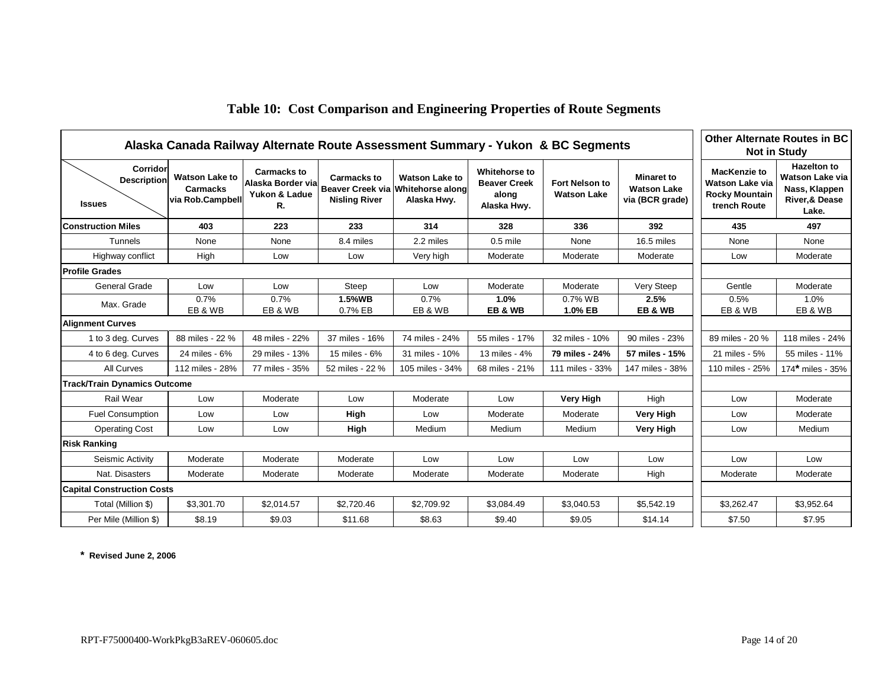# Table 10: Cost Comparison and Engineering Properties of Route Segments

| Alaska Canada Railway Alternate Route Assessment Summary - Yukon & BC Segments | | | | | | | | Other Alternate Routes in BC Not in Study | |
|---|---|---|---|---|---|---|---|---|---|
| **Corridor Description / Issues** | **Watson Lake to Carmacks via Rob.Campbell** | **Carmacks to Alaska Border via Yukon & Ladue R.** | **Carmacks to Beaver Creek via Nisling River** | **Watson Lake to Whitehorse along Alaska Hwy.** | **Whitehorse to Beaver Creek along Alaska Hwy.** | **Fort Nelson to Watson Lake** | **Minaret to Watson Lake via (BCR grade)** | **MacKenzie to Watson Lake via Rocky Mountain trench Route** | **Hazelton to Watson Lake via Nass, Klappen River,& Dease Lake.** |
| **Construction Miles** | **403** | **223** | **233** | **314** | **328** | **336** | **392** | **435** | **497** |
| Tunnels | None | None | 8.4 miles | 2.2 miles | 0.5 mile | None | 16.5 miles | None | None |
| Highway conflict | High | Low | Low | Very high | Moderate | Moderate | Moderate | Low | Moderate |
| **Profile Grades** | | | | | | | | | |
| General Grade | Low | Low | Steep | Low | Moderate | Moderate | Very Steep | Gentle | Moderate |
| Max. Grade | 0.7% EB & WB | 0.7% EB & WB | **1.5%WB** 0.7% EB | 0.7% EB & WB | **1.0% EB & WB** | 0.7% WB **1.0% EB** | **2.5% EB & WB** | 0.5% EB & WB | 1.0% EB & WB |
| **Alignment Curves** | | | | | | | | | |
| 1 to 3 deg. Curves | 88 miles - 22 % | 48 miles - 22% | 37 miles - 16% | 74 miles - 24% | 55 miles - 17% | 32 miles - 10% | 90 miles - 23% | 89 miles - 20 % | 118 miles - 24% |
| 4 to 6 deg. Curves | 24 miles - 6% | 29 miles - 13% | 15 miles - 6% | 31 miles - 10% | 13 miles - 4% | **79 miles - 24%** | **57 miles - 15%** | 21 miles - 5% | 55 miles - 11% |
| All Curves | 112 miles - 28% | 77 miles - 35% | 52 miles - 22 % | 105 miles - 34% | 68 miles - 21% | 111 miles - 33% | 147 miles - 38% | 110 miles - 25% | 174* miles - 35% |
| **Track/Train Dynamics Outcome** | | | | | | | | | |
| Rail Wear | Low | Moderate | Low | Moderate | Low | **Very High** | High | Low | Moderate |
| Fuel Consumption | Low | Low | **High** | Low | Moderate | Moderate | **Very High** | Low | Moderate |
| Operating Cost | Low | Low | **High** | Medium | Medium | Medium | **Very High** | Low | Medium |
| **Risk Ranking** | | | | | | | | | |
| Seismic Activity | Moderate | Moderate | Moderate | Low | Low | Low | Low | Low | Low |
| Nat. Disasters | Moderate | Moderate | Moderate | Moderate | Moderate | Moderate | High | Moderate | Moderate |
| **Capital Construction Costs** | | | | | | | | | |
| Total (Million $) | $3,301.70 | $2,014.57 | $2,720.46 | $2,709.92 | $3,084.49 | $3,040.53 | $5,542.19 | $3,262.47 | $3,952.64 |
| Per Mile (Million $) | $8.19 | $9.03 | $11.68 | $8.63 | $9.40 | $9.05 | $14.14 | $7.50 | $7.95 |

**\* Revised June 2, 2006**

RPT-F75000400-WorkPkgB3aREV-060605.doc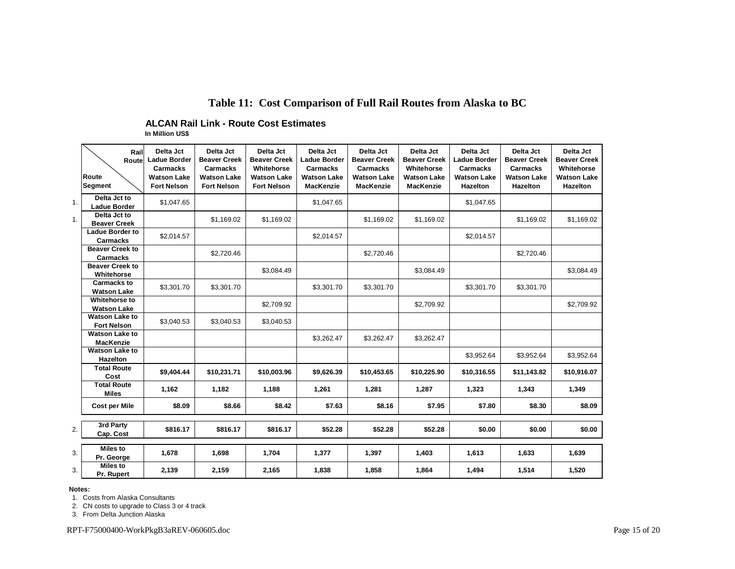# Table 11: Cost Comparison of Full Rail Routes from Alaska to BC

**ALCAN Rail Link - Route Cost Estimates**
**In Million US$**

| | Route Segment \ Rail Route | Delta Jct Ladue Border Carmacks Watson Lake Fort Nelson | Delta Jct Beaver Creek Carmacks Watson Lake Fort Nelson | Delta Jct Beaver Creek Whitehorse Watson Lake Fort Nelson | Delta Jct Ladue Border Carmacks Watson Lake MacKenzie | Delta Jct Beaver Creek Carmacks Watson Lake MacKenzie | Delta Jct Beaver Creek Whitehorse Watson Lake MacKenzie | Delta Jct Ladue Border Carmacks Watson Lake Hazelton | Delta Jct Beaver Creek Carmacks Watson Lake Hazelton | Delta Jct Beaver Creek Whitehorse Watson Lake Hazelton |
|---|---|---|---|---|---|---|---|---|---|---|
| 1. | Delta Jct to Ladue Border | $1,047.65 | | | $1,047.65 | | | $1,047.65 | | |
| 1. | Delta Jct to Beaver Creek | | $1,169.02 | $1,169.02 | | $1,169.02 | $1,169.02 | | $1,169.02 | $1,169.02 |
| | Ladue Border to Carmacks | $2,014.57 | | | $2,014.57 | | | $2,014.57 | | |
| | Beaver Creek to Carmacks | | $2,720.46 | | | $2,720.46 | | | $2,720.46 | |
| | Beaver Creek to Whitehorse | | | $3,084.49 | | | $3,084.49 | | | $3,084.49 |
| | Carmacks to Watson Lake | $3,301.70 | $3,301.70 | | $3,301.70 | $3,301.70 | | $3,301.70 | $3,301.70 | |
| | Whitehorse to Watson Lake | | | $2,709.92 | | | $2,709.92 | | | $2,709.92 |
| | Watson Lake to Fort Nelson | $3,040.53 | $3,040.53 | $3,040.53 | | | | | | |
| | Watson Lake to MacKenzie | | | | $3,262.47 | $3,262.47 | $3,262.47 | | | |
| | Watson Lake to Hazelton | | | | | | | $3,952.64 | $3,952.64 | $3,952.64 |
| | **Total Route Cost** | **$9,404.44** | **$10,231.71** | **$10,003.96** | **$9,626.39** | **$10,453.65** | **$10,225.90** | **$10,316.55** | **$11,143.82** | **$10,916.07** |
| | **Total Route Miles** | **1,162** | **1,182** | **1,188** | **1,261** | **1,281** | **1,287** | **1,323** | **1,343** | **1,349** |
| | **Cost per Mile** | **$8.09** | **$8.66** | **$8.42** | **$7.63** | **$8.16** | **$7.95** | **$7.80** | **$8.30** | **$8.09** |
| 2. | **3rd Party Cap. Cost** | **$816.17** | **$816.17** | **$816.17** | **$52.28** | **$52.28** | **$52.28** | **$0.00** | **$0.00** | **$0.00** |
| 3. | **Miles to Pr. George** | **1,678** | **1,698** | **1,704** | **1,377** | **1,397** | **1,403** | **1,613** | **1,633** | **1,639** |
| 3. | **Miles to Pr. Rupert** | **2,139** | **2,159** | **2,165** | **1,838** | **1,858** | **1,864** | **1,494** | **1,514** | **1,520** |

**Notes:**

1. Costs from Alaska Consultants
2. CN costs to upgrade to Class 3 or 4 track
3. From Delta Junction Alaska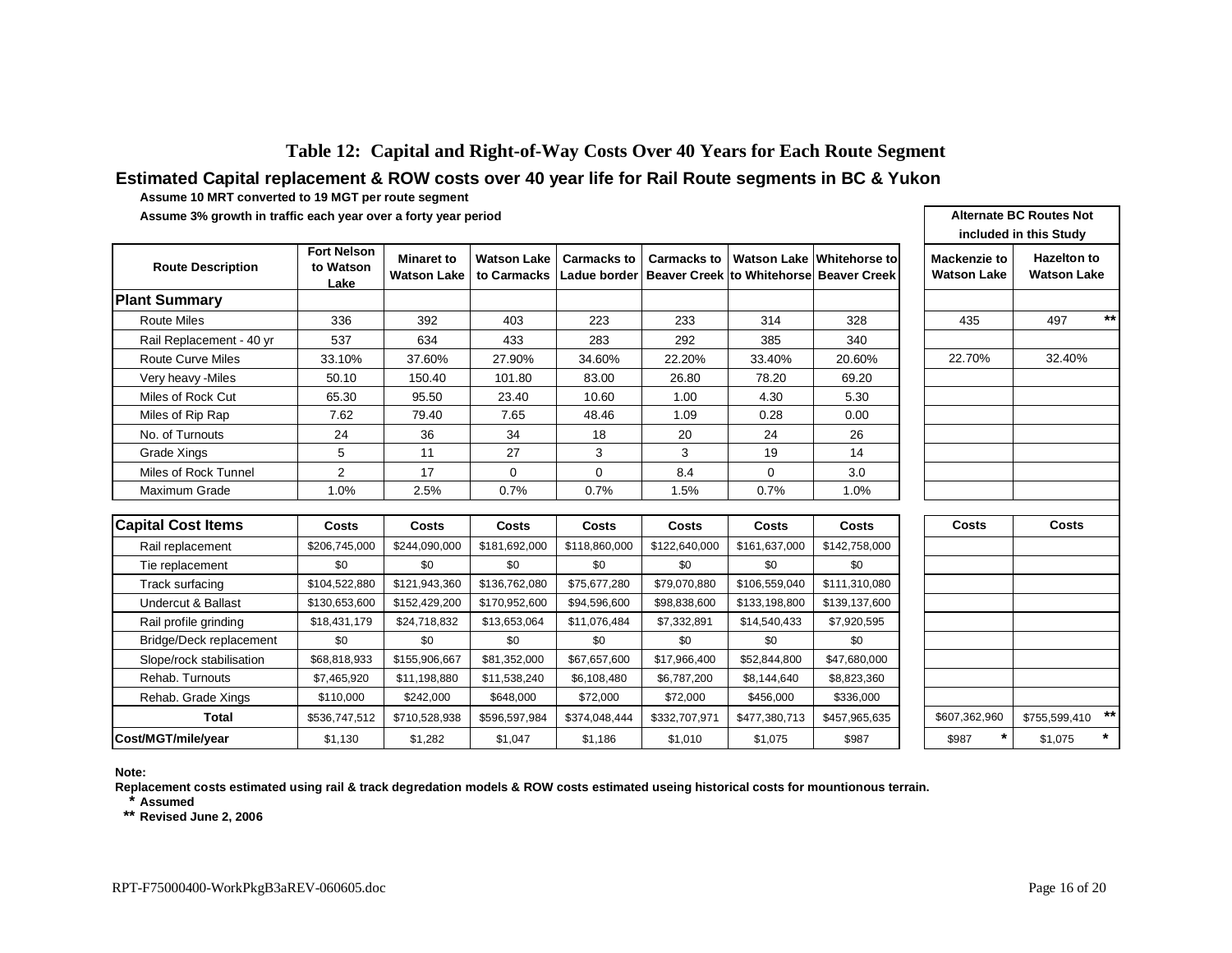# Table 12: Capital and Right-of-Way Costs Over 40 Years for Each Route Segment

## Estimated Capital replacement & ROW costs over 40 year life for Rail Route segments in BC & Yukon

**Assume 10 MRT converted to 19 MGT per route segment**

**Assume 3% growth in traffic each year over a forty year period**

| Route Description | Fort Nelson to Watson Lake | Minaret to Watson Lake | Watson Lake to Carmacks | Carmacks to Ladue border | Carmacks to Beaver Creek | Watson Lake to Whitehorse | Whitehorse to Beaver Creek | Alternate BC Routes Not included in this Study: Mackenzie to Watson Lake | Hazelton to Watson Lake |
|---|---|---|---|---|---|---|---|---|---|
| **Plant Summary** | | | | | | | | | |
| Route Miles | 336 | 392 | 403 | 223 | 233 | 314 | 328 | 435 | 497 ** |
| Rail Replacement - 40 yr | 537 | 634 | 433 | 283 | 292 | 385 | 340 | | |
| Route Curve Miles | 33.10% | 37.60% | 27.90% | 34.60% | 22.20% | 33.40% | 20.60% | 22.70% | 32.40% |
| Very heavy -Miles | 50.10 | 150.40 | 101.80 | 83.00 | 26.80 | 78.20 | 69.20 | | |
| Miles of Rock Cut | 65.30 | 95.50 | 23.40 | 10.60 | 1.00 | 4.30 | 5.30 | | |
| Miles of Rip Rap | 7.62 | 79.40 | 7.65 | 48.46 | 1.09 | 0.28 | 0.00 | | |
| No. of Turnouts | 24 | 36 | 34 | 18 | 20 | 24 | 26 | | |
| Grade Xings | 5 | 11 | 27 | 3 | 3 | 19 | 14 | | |
| Miles of Rock Tunnel | 2 | 17 | 0 | 0 | 8.4 | 0 | 3.0 | | |
| Maximum Grade | 1.0% | 2.5% | 0.7% | 0.7% | 1.5% | 0.7% | 1.0% | | |
| **Capital Cost Items** | **Costs** | **Costs** | **Costs** | **Costs** | **Costs** | **Costs** | **Costs** | **Costs** | **Costs** |
| Rail replacement | $206,745,000 | $244,090,000 | $181,692,000 | $118,860,000 | $122,640,000 | $161,637,000 | $142,758,000 | | |
| Tie replacement | $0 | $0 | $0 | $0 | $0 | $0 | $0 | | |
| Track surfacing | $104,522,880 | $121,943,360 | $136,762,080 | $75,677,280 | $79,070,880 | $106,559,040 | $111,310,080 | | |
| Undercut & Ballast | $130,653,600 | $152,429,200 | $170,952,600 | $94,596,600 | $98,838,600 | $133,198,800 | $139,137,600 | | |
| Rail profile grinding | $18,431,179 | $24,718,832 | $13,653,064 | $11,076,484 | $7,332,891 | $14,540,433 | $7,920,595 | | |
| Bridge/Deck replacement | $0 | $0 | $0 | $0 | $0 | $0 | $0 | | |
| Slope/rock stabilisation | $68,818,933 | $155,906,667 | $81,352,000 | $67,657,600 | $17,966,400 | $52,844,800 | $47,680,000 | | |
| Rehab. Turnouts | $7,465,920 | $11,198,880 | $11,538,240 | $6,108,480 | $6,787,200 | $8,144,640 | $8,823,360 | | |
| Rehab. Grade Xings | $110,000 | $242,000 | $648,000 | $72,000 | $72,000 | $456,000 | $336,000 | | |
| **Total** | $536,747,512 | $710,528,938 | $596,597,984 | $374,048,444 | $332,707,971 | $477,380,713 | $457,965,635 | $607,362,960 | $755,599,410 ** |
| **Cost/MGT/mile/year** | $1,130 | $1,282 | $1,047 | $1,186 | $1,010 | $1,075 | $987 | $987 * | $1,075 * |

**Note:**

**Replacement costs estimated using rail & track degredation models & ROW costs estimated useing historical costs for mountionous terrain.**

\* **Assumed**

\*\* **Revised June 2, 2006**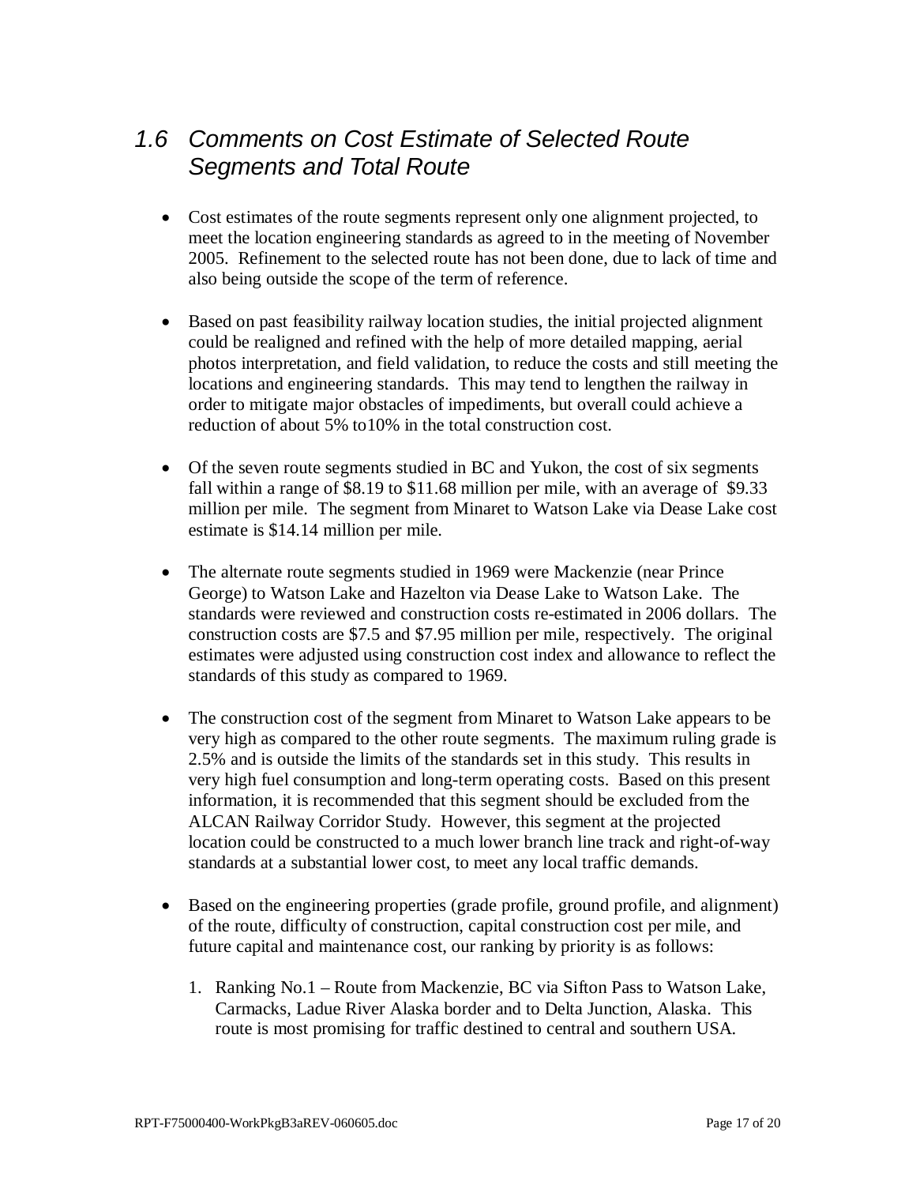## *1.6 Comments on Cost Estimate of Selected Route Segments and Total Route*

- Cost estimates of the route segments represent only one alignment projected, to meet the location engineering standards as agreed to in the meeting of November 2005. Refinement to the selected route has not been done, due to lack of time and also being outside the scope of the term of reference.

- Based on past feasibility railway location studies, the initial projected alignment could be realigned and refined with the help of more detailed mapping, aerial photos interpretation, and field validation, to reduce the costs and still meeting the locations and engineering standards. This may tend to lengthen the railway in order to mitigate major obstacles of impediments, but overall could achieve a reduction of about 5% to10% in the total construction cost.

- Of the seven route segments studied in BC and Yukon, the cost of six segments fall within a range of $8.19 to $11.68 million per mile, with an average of $9.33 million per mile. The segment from Minaret to Watson Lake via Dease Lake cost estimate is $14.14 million per mile.

- The alternate route segments studied in 1969 were Mackenzie (near Prince George) to Watson Lake and Hazelton via Dease Lake to Watson Lake. The standards were reviewed and construction costs re-estimated in 2006 dollars. The construction costs are $7.5 and $7.95 million per mile, respectively. The original estimates were adjusted using construction cost index and allowance to reflect the standards of this study as compared to 1969.

- The construction cost of the segment from Minaret to Watson Lake appears to be very high as compared to the other route segments. The maximum ruling grade is 2.5% and is outside the limits of the standards set in this study. This results in very high fuel consumption and long-term operating costs. Based on this present information, it is recommended that this segment should be excluded from the ALCAN Railway Corridor Study. However, this segment at the projected location could be constructed to a much lower branch line track and right-of-way standards at a substantial lower cost, to meet any local traffic demands.

- Based on the engineering properties (grade profile, ground profile, and alignment) of the route, difficulty of construction, capital construction cost per mile, and future capital and maintenance cost, our ranking by priority is as follows:

    1. Ranking No.1 – Route from Mackenzie, BC via Sifton Pass to Watson Lake, Carmacks, Ladue River Alaska border and to Delta Junction, Alaska. This route is most promising for traffic destined to central and southern USA.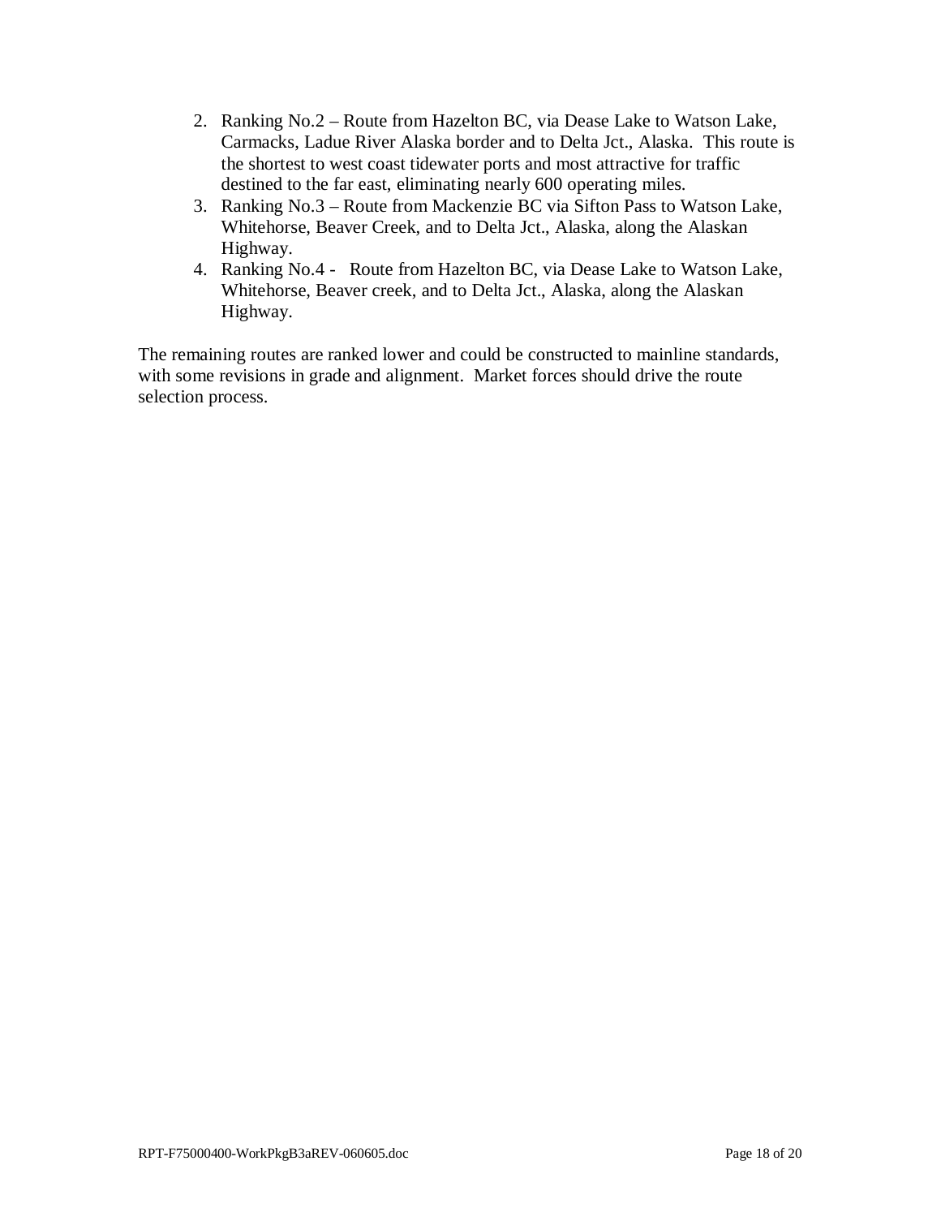2. Ranking No.2 – Route from Hazelton BC, via Dease Lake to Watson Lake, Carmacks, Ladue River Alaska border and to Delta Jct., Alaska. This route is the shortest to west coast tidewater ports and most attractive for traffic destined to the far east, eliminating nearly 600 operating miles.
3. Ranking No.3 – Route from Mackenzie BC via Sifton Pass to Watson Lake, Whitehorse, Beaver Creek, and to Delta Jct., Alaska, along the Alaskan Highway.
4. Ranking No.4 - Route from Hazelton BC, via Dease Lake to Watson Lake, Whitehorse, Beaver creek, and to Delta Jct., Alaska, along the Alaskan Highway.

The remaining routes are ranked lower and could be constructed to mainline standards, with some revisions in grade and alignment. Market forces should drive the route selection process.